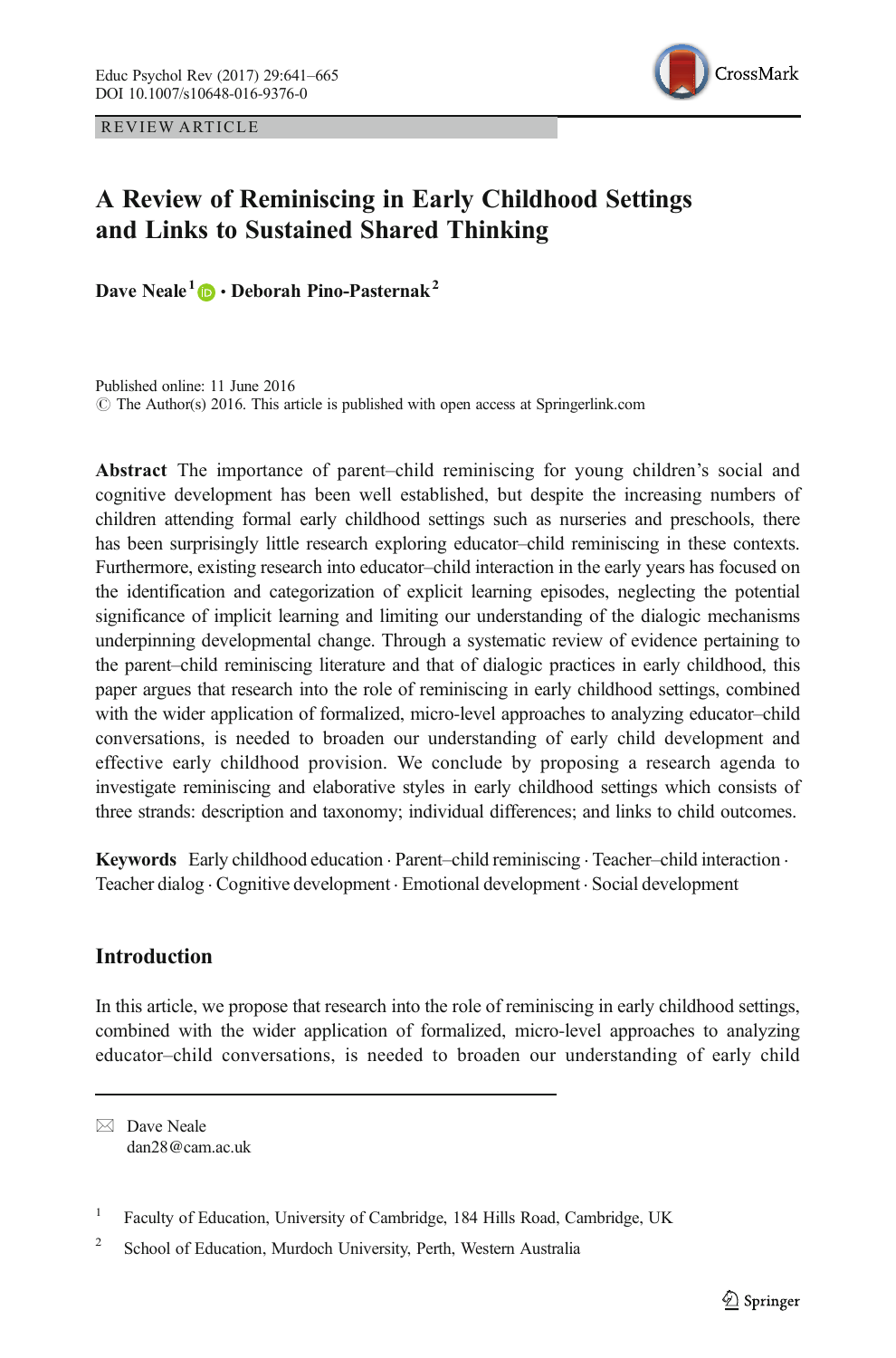REVIEW ARTICLE

# A Review of Reminiscing in Early Childhood Settings and Links to Sustained Shared Thinking

**Dave Neale**[1] **· Deborah Pino-Pasternak**[2]

Published online: 11 June 2016
© The Author(s) 2016. This article is published with open access at Springerlink.com

**Abstract** The importance of parent–child reminiscing for young children's social and cognitive development has been well established, but despite the increasing numbers of children attending formal early childhood settings such as nurseries and preschools, there has been surprisingly little research exploring educator–child reminiscing in these contexts. Furthermore, existing research into educator–child interaction in the early years has focused on the identification and categorization of explicit learning episodes, neglecting the potential significance of implicit learning and limiting our understanding of the dialogic mechanisms underpinning developmental change. Through a systematic review of evidence pertaining to the parent–child reminiscing literature and that of dialogic practices in early childhood, this paper argues that research into the role of reminiscing in early childhood settings, combined with the wider application of formalized, micro-level approaches to analyzing educator–child conversations, is needed to broaden our understanding of early child development and effective early childhood provision. We conclude by proposing a research agenda to investigate reminiscing and elaborative styles in early childhood settings which consists of three strands: description and taxonomy; individual differences; and links to child outcomes.

**Keywords** Early childhood education · Parent–child reminiscing · Teacher–child interaction · Teacher dialog · Cognitive development · Emotional development · Social development

## Introduction

In this article, we propose that research into the role of reminiscing in early childhood settings, combined with the wider application of formalized, micro-level approaches to analyzing educator–child conversations, is needed to broaden our understanding of early child

---

✉ Dave Neale
dan28@cam.ac.uk

[1] Faculty of Education, University of Cambridge, 184 Hills Road, Cambridge, UK

[2] School of Education, Murdoch University, Perth, Western Australia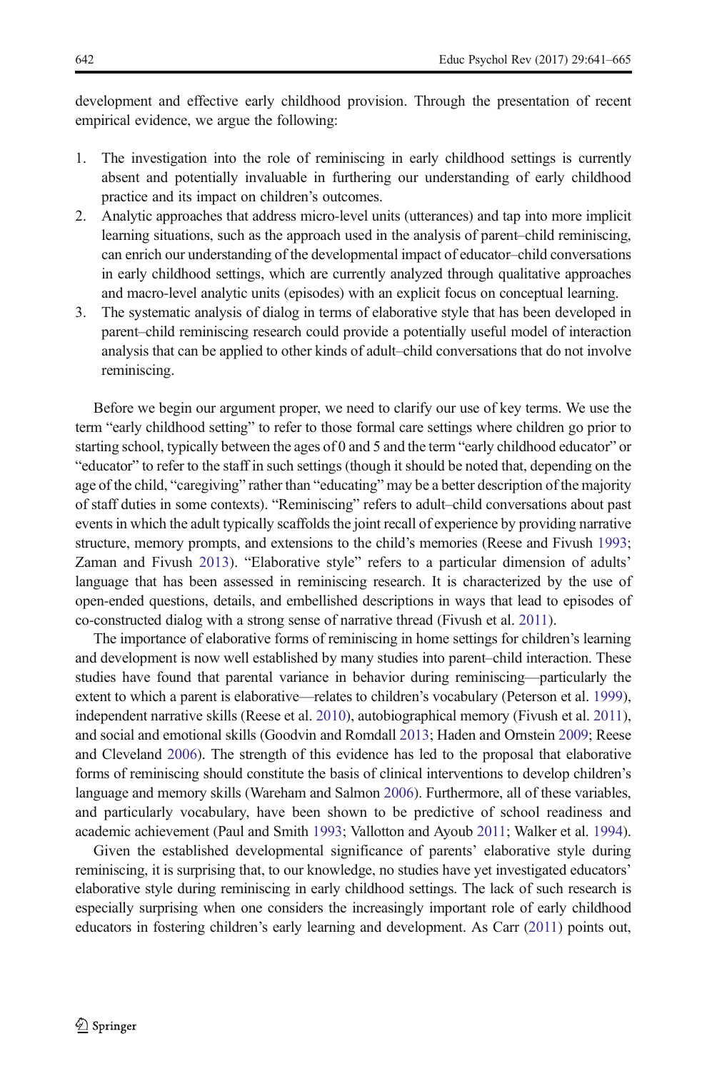development and effective early childhood provision. Through the presentation of recent empirical evidence, we argue the following:

1. The investigation into the role of reminiscing in early childhood settings is currently absent and potentially invaluable in furthering our understanding of early childhood practice and its impact on children's outcomes.
2. Analytic approaches that address micro-level units (utterances) and tap into more implicit learning situations, such as the approach used in the analysis of parent–child reminiscing, can enrich our understanding of the developmental impact of educator–child conversations in early childhood settings, which are currently analyzed through qualitative approaches and macro-level analytic units (episodes) with an explicit focus on conceptual learning.
3. The systematic analysis of dialog in terms of elaborative style that has been developed in parent–child reminiscing research could provide a potentially useful model of interaction analysis that can be applied to other kinds of adult–child conversations that do not involve reminiscing.

Before we begin our argument proper, we need to clarify our use of key terms. We use the term "early childhood setting" to refer to those formal care settings where children go prior to starting school, typically between the ages of 0 and 5 and the term "early childhood educator" or "educator" to refer to the staff in such settings (though it should be noted that, depending on the age of the child, "caregiving" rather than "educating" may be a better description of the majority of staff duties in some contexts). "Reminiscing" refers to adult–child conversations about past events in which the adult typically scaffolds the joint recall of experience by providing narrative structure, memory prompts, and extensions to the child's memories (Reese and Fivush 1993; Zaman and Fivush 2013). "Elaborative style" refers to a particular dimension of adults' language that has been assessed in reminiscing research. It is characterized by the use of open-ended questions, details, and embellished descriptions in ways that lead to episodes of co-constructed dialog with a strong sense of narrative thread (Fivush et al. 2011).

The importance of elaborative forms of reminiscing in home settings for children's learning and development is now well established by many studies into parent–child interaction. These studies have found that parental variance in behavior during reminiscing—particularly the extent to which a parent is elaborative—relates to children's vocabulary (Peterson et al. 1999), independent narrative skills (Reese et al. 2010), autobiographical memory (Fivush et al. 2011), and social and emotional skills (Goodvin and Romdall 2013; Haden and Ornstein 2009; Reese and Cleveland 2006). The strength of this evidence has led to the proposal that elaborative forms of reminiscing should constitute the basis of clinical interventions to develop children's language and memory skills (Wareham and Salmon 2006). Furthermore, all of these variables, and particularly vocabulary, have been shown to be predictive of school readiness and academic achievement (Paul and Smith 1993; Vallotton and Ayoub 2011; Walker et al. 1994).

Given the established developmental significance of parents' elaborative style during reminiscing, it is surprising that, to our knowledge, no studies have yet investigated educators' elaborative style during reminiscing in early childhood settings. The lack of such research is especially surprising when one considers the increasingly important role of early childhood educators in fostering children's early learning and development. As Carr (2011) points out,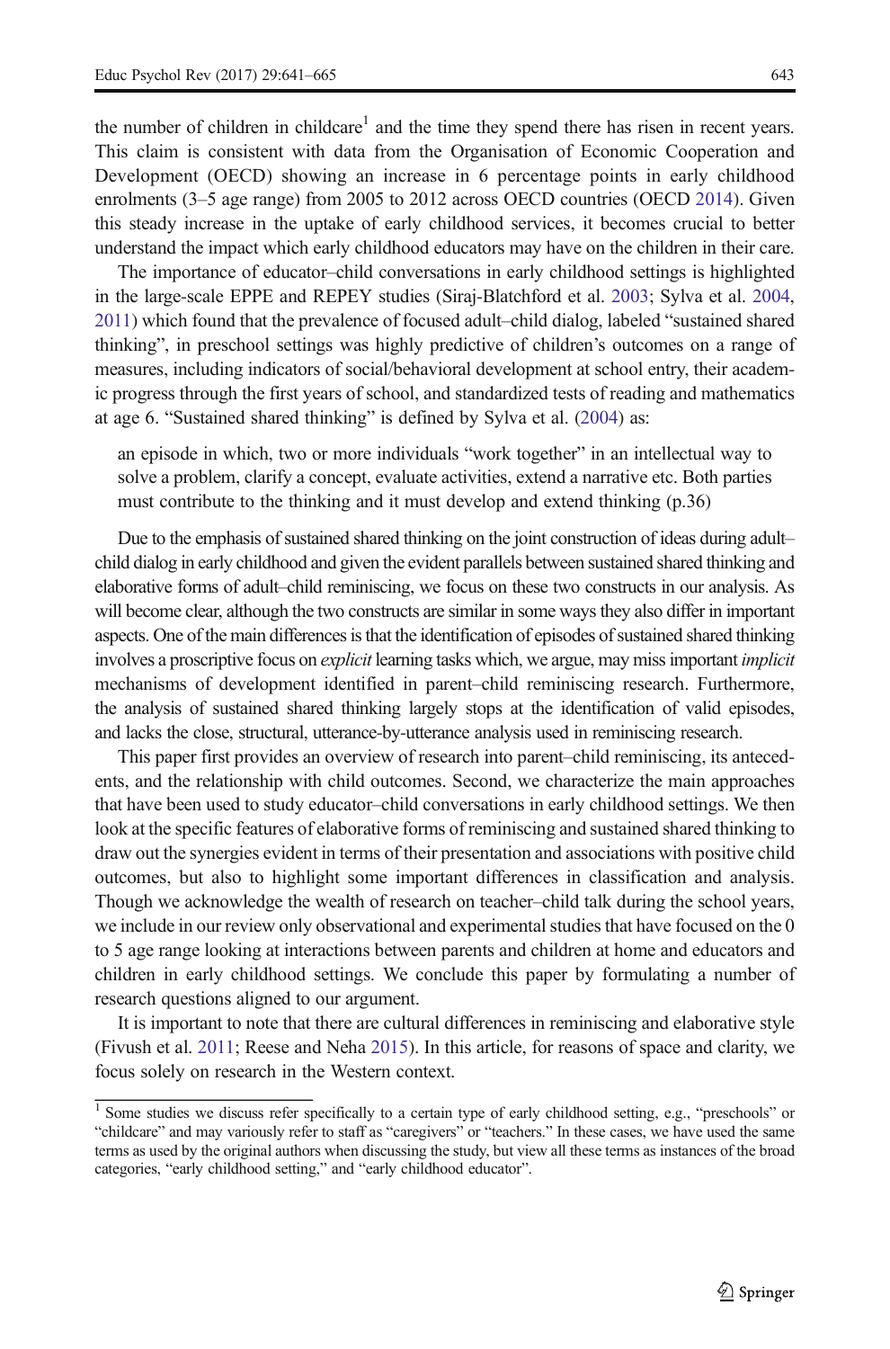the number of children in childcare[1] and the time they spend there has risen in recent years. This claim is consistent with data from the Organisation of Economic Cooperation and Development (OECD) showing an increase in 6 percentage points in early childhood enrolments (3–5 age range) from 2005 to 2012 across OECD countries (OECD 2014). Given this steady increase in the uptake of early childhood services, it becomes crucial to better understand the impact which early childhood educators may have on the children in their care.

The importance of educator–child conversations in early childhood settings is highlighted in the large-scale EPPE and REPEY studies (Siraj-Blatchford et al. 2003; Sylva et al. 2004, 2011) which found that the prevalence of focused adult–child dialog, labeled "sustained shared thinking", in preschool settings was highly predictive of children's outcomes on a range of measures, including indicators of social/behavioral development at school entry, their academic progress through the first years of school, and standardized tests of reading and mathematics at age 6. "Sustained shared thinking" is defined by Sylva et al. (2004) as:

> an episode in which, two or more individuals "work together" in an intellectual way to solve a problem, clarify a concept, evaluate activities, extend a narrative etc. Both parties must contribute to the thinking and it must develop and extend thinking (p.36)

Due to the emphasis of sustained shared thinking on the joint construction of ideas during adult–child dialog in early childhood and given the evident parallels between sustained shared thinking and elaborative forms of adult–child reminiscing, we focus on these two constructs in our analysis. As will become clear, although the two constructs are similar in some ways they also differ in important aspects. One of the main differences is that the identification of episodes of sustained shared thinking involves a proscriptive focus on *explicit* learning tasks which, we argue, may miss important *implicit* mechanisms of development identified in parent–child reminiscing research. Furthermore, the analysis of sustained shared thinking largely stops at the identification of valid episodes, and lacks the close, structural, utterance-by-utterance analysis used in reminiscing research.

This paper first provides an overview of research into parent–child reminiscing, its antecedents, and the relationship with child outcomes. Second, we characterize the main approaches that have been used to study educator–child conversations in early childhood settings. We then look at the specific features of elaborative forms of reminiscing and sustained shared thinking to draw out the synergies evident in terms of their presentation and associations with positive child outcomes, but also to highlight some important differences in classification and analysis. Though we acknowledge the wealth of research on teacher–child talk during the school years, we include in our review only observational and experimental studies that have focused on the 0 to 5 age range looking at interactions between parents and children at home and educators and children in early childhood settings. We conclude this paper by formulating a number of research questions aligned to our argument.

It is important to note that there are cultural differences in reminiscing and elaborative style (Fivush et al. 2011; Reese and Neha 2015). In this article, for reasons of space and clarity, we focus solely on research in the Western context.

---

[1] Some studies we discuss refer specifically to a certain type of early childhood setting, e.g., "preschools" or "childcare" and may variously refer to staff as "caregivers" or "teachers." In these cases, we have used the same terms as used by the original authors when discussing the study, but view all these terms as instances of the broad categories, "early childhood setting," and "early childhood educator".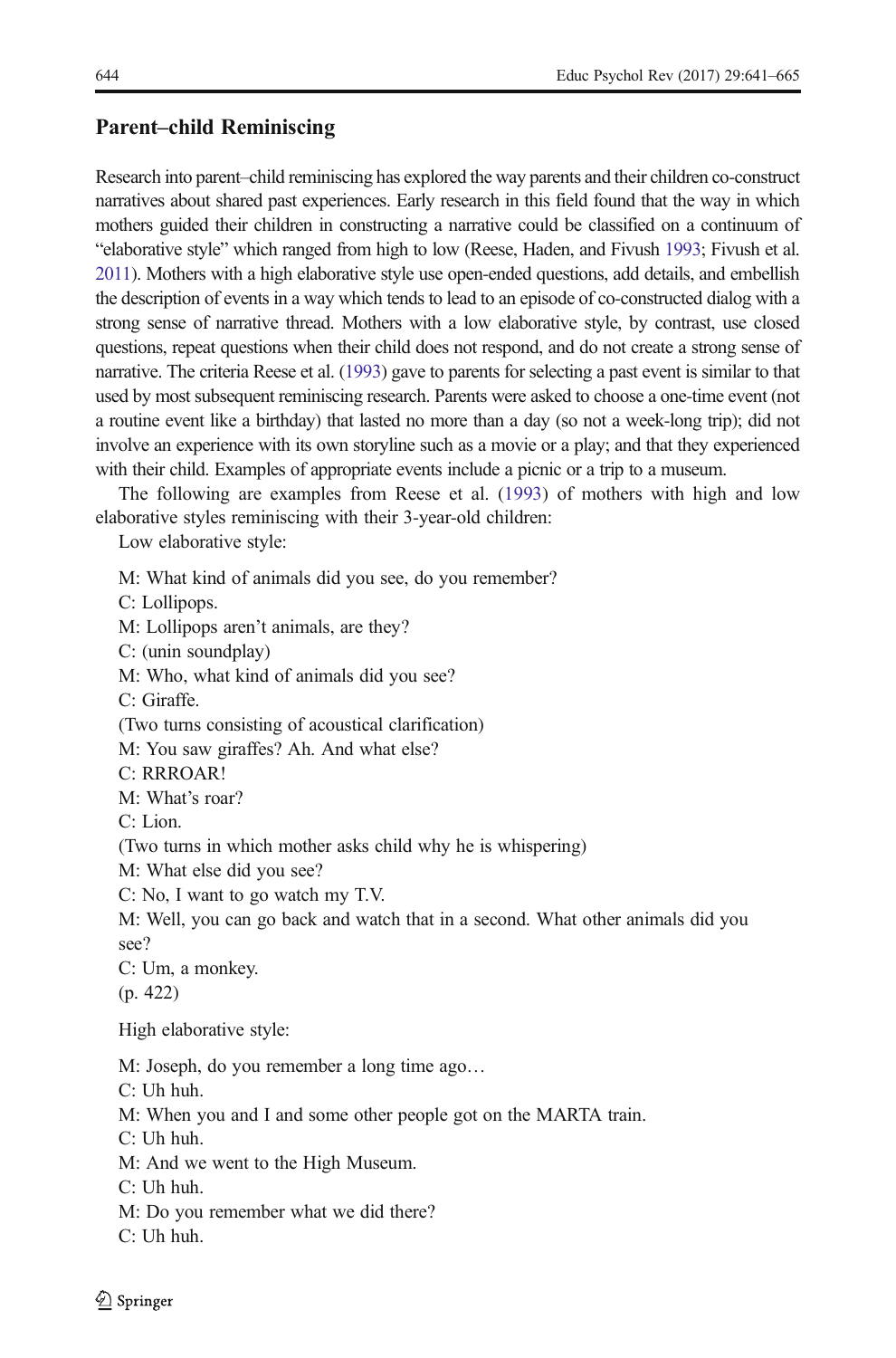## Parent–child Reminiscing

Research into parent–child reminiscing has explored the way parents and their children co-construct narratives about shared past experiences. Early research in this field found that the way in which mothers guided their children in constructing a narrative could be classified on a continuum of "elaborative style" which ranged from high to low (Reese, Haden, and Fivush 1993; Fivush et al. 2011). Mothers with a high elaborative style use open-ended questions, add details, and embellish the description of events in a way which tends to lead to an episode of co-constructed dialog with a strong sense of narrative thread. Mothers with a low elaborative style, by contrast, use closed questions, repeat questions when their child does not respond, and do not create a strong sense of narrative. The criteria Reese et al. (1993) gave to parents for selecting a past event is similar to that used by most subsequent reminiscing research. Parents were asked to choose a one-time event (not a routine event like a birthday) that lasted no more than a day (so not a week-long trip); did not involve an experience with its own storyline such as a movie or a play; and that they experienced with their child. Examples of appropriate events include a picnic or a trip to a museum.

The following are examples from Reese et al. (1993) of mothers with high and low elaborative styles reminiscing with their 3-year-old children:

Low elaborative style:

M: What kind of animals did you see, do you remember?
C: Lollipops.
M: Lollipops aren't animals, are they?
C: (unin soundplay)
M: Who, what kind of animals did you see?
C: Giraffe.
(Two turns consisting of acoustical clarification)
M: You saw giraffes? Ah. And what else?
C: RRROAR!
M: What's roar?
C: Lion.
(Two turns in which mother asks child why he is whispering)
M: What else did you see?
C: No, I want to go watch my T.V.
M: Well, you can go back and watch that in a second. What other animals did you see?
C: Um, a monkey.
(p. 422)

High elaborative style:

M: Joseph, do you remember a long time ago…
C: Uh huh.
M: When you and I and some other people got on the MARTA train.
C: Uh huh.
M: And we went to the High Museum.
C: Uh huh.
M: Do you remember what we did there?
C: Uh huh.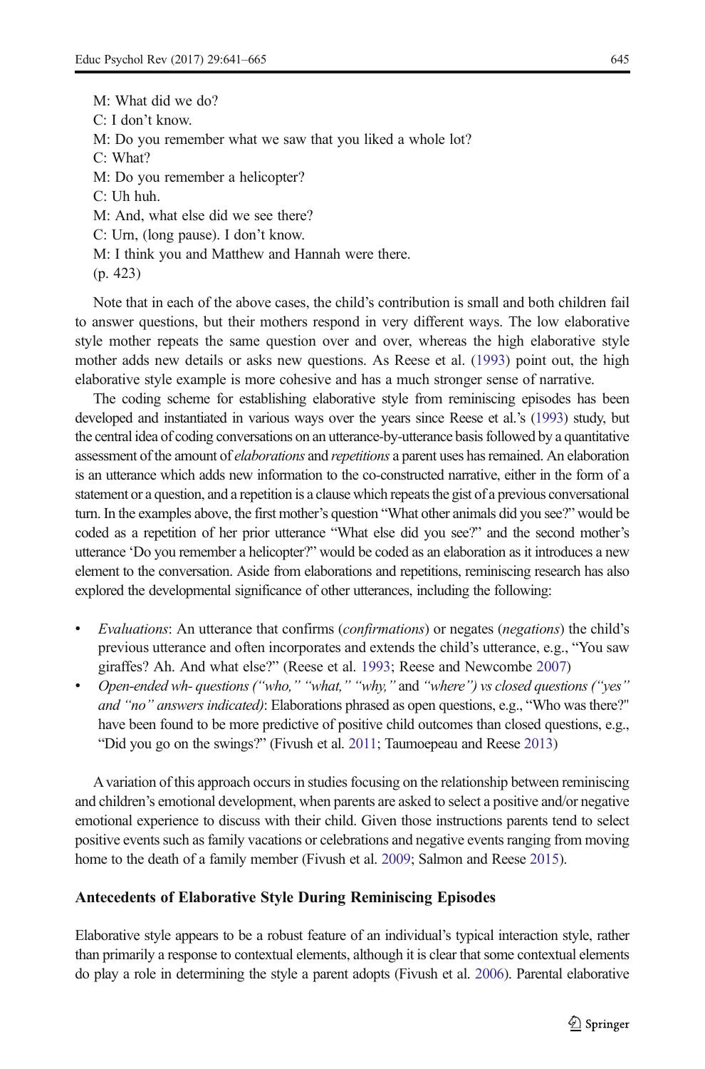M: What did we do?  
C: I don't know.  
M: Do you remember what we saw that you liked a whole lot?  
C: What?  
M: Do you remember a helicopter?  
C: Uh huh.  
M: And, what else did we see there?  
C: Um, (long pause). I don't know.  
M: I think you and Matthew and Hannah were there.  
(p. 423)

Note that in each of the above cases, the child's contribution is small and both children fail to answer questions, but their mothers respond in very different ways. The low elaborative style mother repeats the same question over and over, whereas the high elaborative style mother adds new details or asks new questions. As Reese et al. (1993) point out, the high elaborative style example is more cohesive and has a much stronger sense of narrative.

The coding scheme for establishing elaborative style from reminiscing episodes has been developed and instantiated in various ways over the years since Reese et al.'s (1993) study, but the central idea of coding conversations on an utterance-by-utterance basis followed by a quantitative assessment of the amount of *elaborations* and *repetitions* a parent uses has remained. An elaboration is an utterance which adds new information to the co-constructed narrative, either in the form of a statement or a question, and a repetition is a clause which repeats the gist of a previous conversational turn. In the examples above, the first mother's question "What other animals did you see?" would be coded as a repetition of her prior utterance "What else did you see?" and the second mother's utterance 'Do you remember a helicopter?" would be coded as an elaboration as it introduces a new element to the conversation. Aside from elaborations and repetitions, reminiscing research has also explored the developmental significance of other utterances, including the following:

- *Evaluations*: An utterance that confirms (*confirmations*) or negates (*negations*) the child's previous utterance and often incorporates and extends the child's utterance, e.g., "You saw giraffes? Ah. And what else?" (Reese et al. 1993; Reese and Newcombe 2007)
- *Open-ended wh- questions ("who," "what," "why," and "where") vs closed questions ("yes" and "no" answers indicated)*: Elaborations phrased as open questions, e.g., "Who was there?" have been found to be more predictive of positive child outcomes than closed questions, e.g., "Did you go on the swings?" (Fivush et al. 2011; Taumoepeau and Reese 2013)

A variation of this approach occurs in studies focusing on the relationship between reminiscing and children's emotional development, when parents are asked to select a positive and/or negative emotional experience to discuss with their child. Given those instructions parents tend to select positive events such as family vacations or celebrations and negative events ranging from moving home to the death of a family member (Fivush et al. 2009; Salmon and Reese 2015).

## Antecedents of Elaborative Style During Reminiscing Episodes

Elaborative style appears to be a robust feature of an individual's typical interaction style, rather than primarily a response to contextual elements, although it is clear that some contextual elements do play a role in determining the style a parent adopts (Fivush et al. 2006). Parental elaborative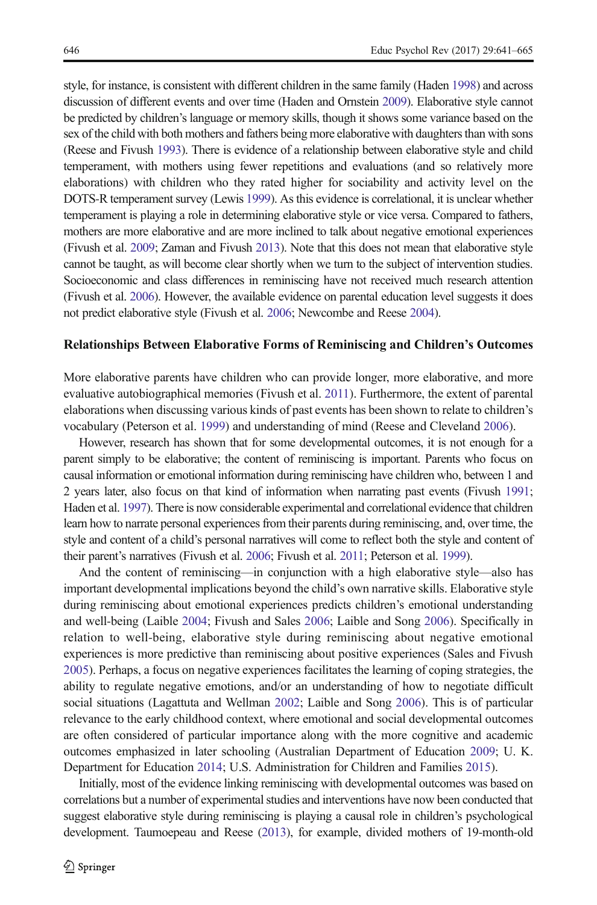style, for instance, is consistent with different children in the same family (Haden 1998) and across discussion of different events and over time (Haden and Ornstein 2009). Elaborative style cannot be predicted by children's language or memory skills, though it shows some variance based on the sex of the child with both mothers and fathers being more elaborative with daughters than with sons (Reese and Fivush 1993). There is evidence of a relationship between elaborative style and child temperament, with mothers using fewer repetitions and evaluations (and so relatively more elaborations) with children who they rated higher for sociability and activity level on the DOTS-R temperament survey (Lewis 1999). As this evidence is correlational, it is unclear whether temperament is playing a role in determining elaborative style or vice versa. Compared to fathers, mothers are more elaborative and are more inclined to talk about negative emotional experiences (Fivush et al. 2009; Zaman and Fivush 2013). Note that this does not mean that elaborative style cannot be taught, as will become clear shortly when we turn to the subject of intervention studies. Socioeconomic and class differences in reminiscing have not received much research attention (Fivush et al. 2006). However, the available evidence on parental education level suggests it does not predict elaborative style (Fivush et al. 2006; Newcombe and Reese 2004).

### Relationships Between Elaborative Forms of Reminiscing and Children's Outcomes

More elaborative parents have children who can provide longer, more elaborative, and more evaluative autobiographical memories (Fivush et al. 2011). Furthermore, the extent of parental elaborations when discussing various kinds of past events has been shown to relate to children's vocabulary (Peterson et al. 1999) and understanding of mind (Reese and Cleveland 2006).

However, research has shown that for some developmental outcomes, it is not enough for a parent simply to be elaborative; the content of reminiscing is important. Parents who focus on causal information or emotional information during reminiscing have children who, between 1 and 2 years later, also focus on that kind of information when narrating past events (Fivush 1991; Haden et al. 1997). There is now considerable experimental and correlational evidence that children learn how to narrate personal experiences from their parents during reminiscing, and, over time, the style and content of a child's personal narratives will come to reflect both the style and content of their parent's narratives (Fivush et al. 2006; Fivush et al. 2011; Peterson et al. 1999).

And the content of reminiscing—in conjunction with a high elaborative style—also has important developmental implications beyond the child's own narrative skills. Elaborative style during reminiscing about emotional experiences predicts children's emotional understanding and well-being (Laible 2004; Fivush and Sales 2006; Laible and Song 2006). Specifically in relation to well-being, elaborative style during reminiscing about negative emotional experiences is more predictive than reminiscing about positive experiences (Sales and Fivush 2005). Perhaps, a focus on negative experiences facilitates the learning of coping strategies, the ability to regulate negative emotions, and/or an understanding of how to negotiate difficult social situations (Lagattuta and Wellman 2002; Laible and Song 2006). This is of particular relevance to the early childhood context, where emotional and social developmental outcomes are often considered of particular importance along with the more cognitive and academic outcomes emphasized in later schooling (Australian Department of Education 2009; U. K. Department for Education 2014; U.S. Administration for Children and Families 2015).

Initially, most of the evidence linking reminiscing with developmental outcomes was based on correlations but a number of experimental studies and interventions have now been conducted that suggest elaborative style during reminiscing is playing a causal role in children's psychological development. Taumoepeau and Reese (2013), for example, divided mothers of 19-month-old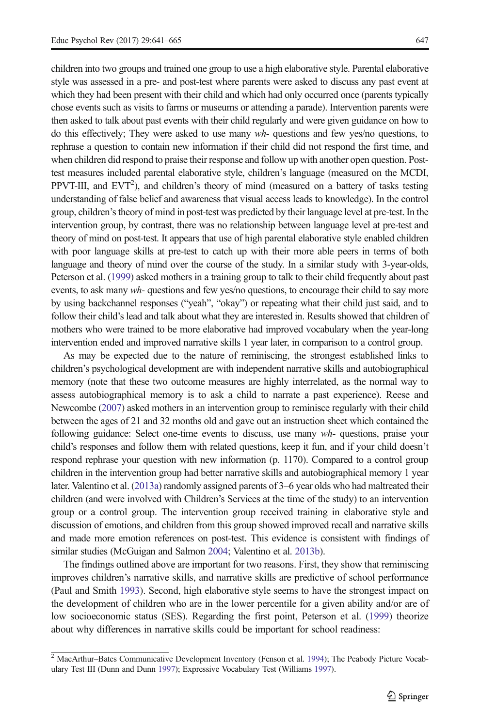children into two groups and trained one group to use a high elaborative style. Parental elaborative style was assessed in a pre- and post-test where parents were asked to discuss any past event at which they had been present with their child and which had only occurred once (parents typically chose events such as visits to farms or museums or attending a parade). Intervention parents were then asked to talk about past events with their child regularly and were given guidance on how to do this effectively; They were asked to use many *wh-* questions and few yes/no questions, to rephrase a question to contain new information if their child did not respond the first time, and when children did respond to praise their response and follow up with another open question. Post-test measures included parental elaborative style, children's language (measured on the MCDI, PPVT-III, and EVT[2]), and children's theory of mind (measured on a battery of tasks testing understanding of false belief and awareness that visual access leads to knowledge). In the control group, children's theory of mind in post-test was predicted by their language level at pre-test. In the intervention group, by contrast, there was no relationship between language level at pre-test and theory of mind on post-test. It appears that use of high parental elaborative style enabled children with poor language skills at pre-test to catch up with their more able peers in terms of both language and theory of mind over the course of the study. In a similar study with 3-year-olds, Peterson et al. (1999) asked mothers in a training group to talk to their child frequently about past events, to ask many *wh-* questions and few yes/no questions, to encourage their child to say more by using backchannel responses ("yeah", "okay") or repeating what their child just said, and to follow their child's lead and talk about what they are interested in. Results showed that children of mothers who were trained to be more elaborative had improved vocabulary when the year-long intervention ended and improved narrative skills 1 year later, in comparison to a control group.

As may be expected due to the nature of reminiscing, the strongest established links to children's psychological development are with independent narrative skills and autobiographical memory (note that these two outcome measures are highly interrelated, as the normal way to assess autobiographical memory is to ask a child to narrate a past experience). Reese and Newcombe (2007) asked mothers in an intervention group to reminisce regularly with their child between the ages of 21 and 32 months old and gave out an instruction sheet which contained the following guidance: Select one-time events to discuss, use many *wh-* questions, praise your child's responses and follow them with related questions, keep it fun, and if your child doesn't respond rephrase your question with new information (p. 1170). Compared to a control group children in the intervention group had better narrative skills and autobiographical memory 1 year later. Valentino et al. (2013a) randomly assigned parents of 3–6 year olds who had maltreated their children (and were involved with Children's Services at the time of the study) to an intervention group or a control group. The intervention group received training in elaborative style and discussion of emotions, and children from this group showed improved recall and narrative skills and made more emotion references on post-test. This evidence is consistent with findings of similar studies (McGuigan and Salmon 2004; Valentino et al. 2013b).

The findings outlined above are important for two reasons. First, they show that reminiscing improves children's narrative skills, and narrative skills are predictive of school performance (Paul and Smith 1993). Second, high elaborative style seems to have the strongest impact on the development of children who are in the lower percentile for a given ability and/or are of low socioeconomic status (SES). Regarding the first point, Peterson et al. (1999) theorize about why differences in narrative skills could be important for school readiness:

[2] MacArthur–Bates Communicative Development Inventory (Fenson et al. 1994); The Peabody Picture Vocabulary Test III (Dunn and Dunn 1997); Expressive Vocabulary Test (Williams 1997).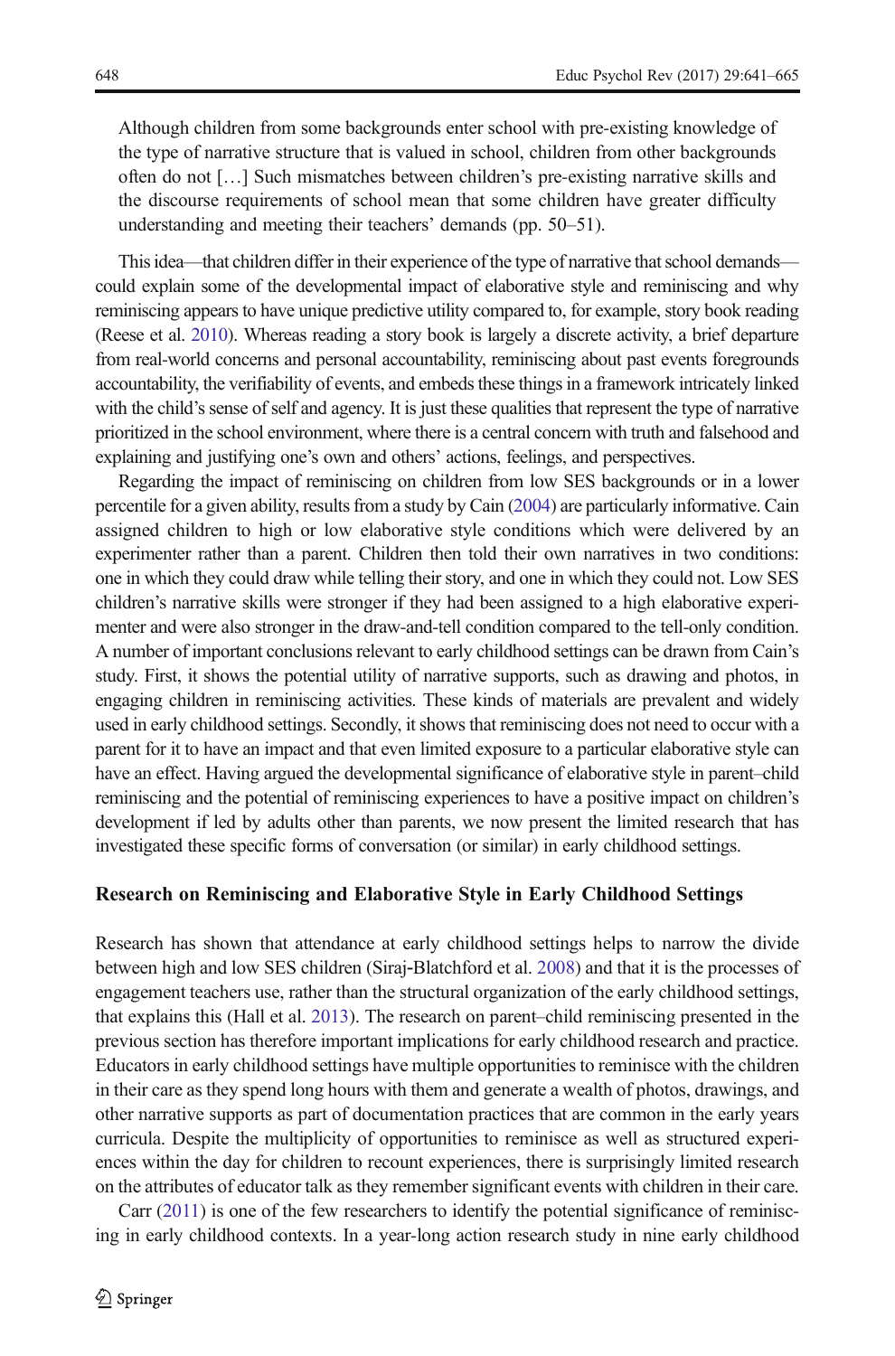> Although children from some backgrounds enter school with pre-existing knowledge of the type of narrative structure that is valued in school, children from other backgrounds often do not […] Such mismatches between children's pre-existing narrative skills and the discourse requirements of school mean that some children have greater difficulty understanding and meeting their teachers' demands (pp. 50–51).

This idea—that children differ in their experience of the type of narrative that school demands—could explain some of the developmental impact of elaborative style and reminiscing and why reminiscing appears to have unique predictive utility compared to, for example, story book reading (Reese et al. 2010). Whereas reading a story book is largely a discrete activity, a brief departure from real-world concerns and personal accountability, reminiscing about past events foregrounds accountability, the verifiability of events, and embeds these things in a framework intricately linked with the child's sense of self and agency. It is just these qualities that represent the type of narrative prioritized in the school environment, where there is a central concern with truth and falsehood and explaining and justifying one's own and others' actions, feelings, and perspectives.

Regarding the impact of reminiscing on children from low SES backgrounds or in a lower percentile for a given ability, results from a study by Cain (2004) are particularly informative. Cain assigned children to high or low elaborative style conditions which were delivered by an experimenter rather than a parent. Children then told their own narratives in two conditions: one in which they could draw while telling their story, and one in which they could not. Low SES children's narrative skills were stronger if they had been assigned to a high elaborative experimenter and were also stronger in the draw-and-tell condition compared to the tell-only condition. A number of important conclusions relevant to early childhood settings can be drawn from Cain's study. First, it shows the potential utility of narrative supports, such as drawing and photos, in engaging children in reminiscing activities. These kinds of materials are prevalent and widely used in early childhood settings. Secondly, it shows that reminiscing does not need to occur with a parent for it to have an impact and that even limited exposure to a particular elaborative style can have an effect. Having argued the developmental significance of elaborative style in parent–child reminiscing and the potential of reminiscing experiences to have a positive impact on children's development if led by adults other than parents, we now present the limited research that has investigated these specific forms of conversation (or similar) in early childhood settings.

### Research on Reminiscing and Elaborative Style in Early Childhood Settings

Research has shown that attendance at early childhood settings helps to narrow the divide between high and low SES children (Siraj-Blatchford et al. 2008) and that it is the processes of engagement teachers use, rather than the structural organization of the early childhood settings, that explains this (Hall et al. 2013). The research on parent–child reminiscing presented in the previous section has therefore important implications for early childhood research and practice. Educators in early childhood settings have multiple opportunities to reminisce with the children in their care as they spend long hours with them and generate a wealth of photos, drawings, and other narrative supports as part of documentation practices that are common in the early years curricula. Despite the multiplicity of opportunities to reminisce as well as structured experiences within the day for children to recount experiences, there is surprisingly limited research on the attributes of educator talk as they remember significant events with children in their care.

Carr (2011) is one of the few researchers to identify the potential significance of reminiscing in early childhood contexts. In a year-long action research study in nine early childhood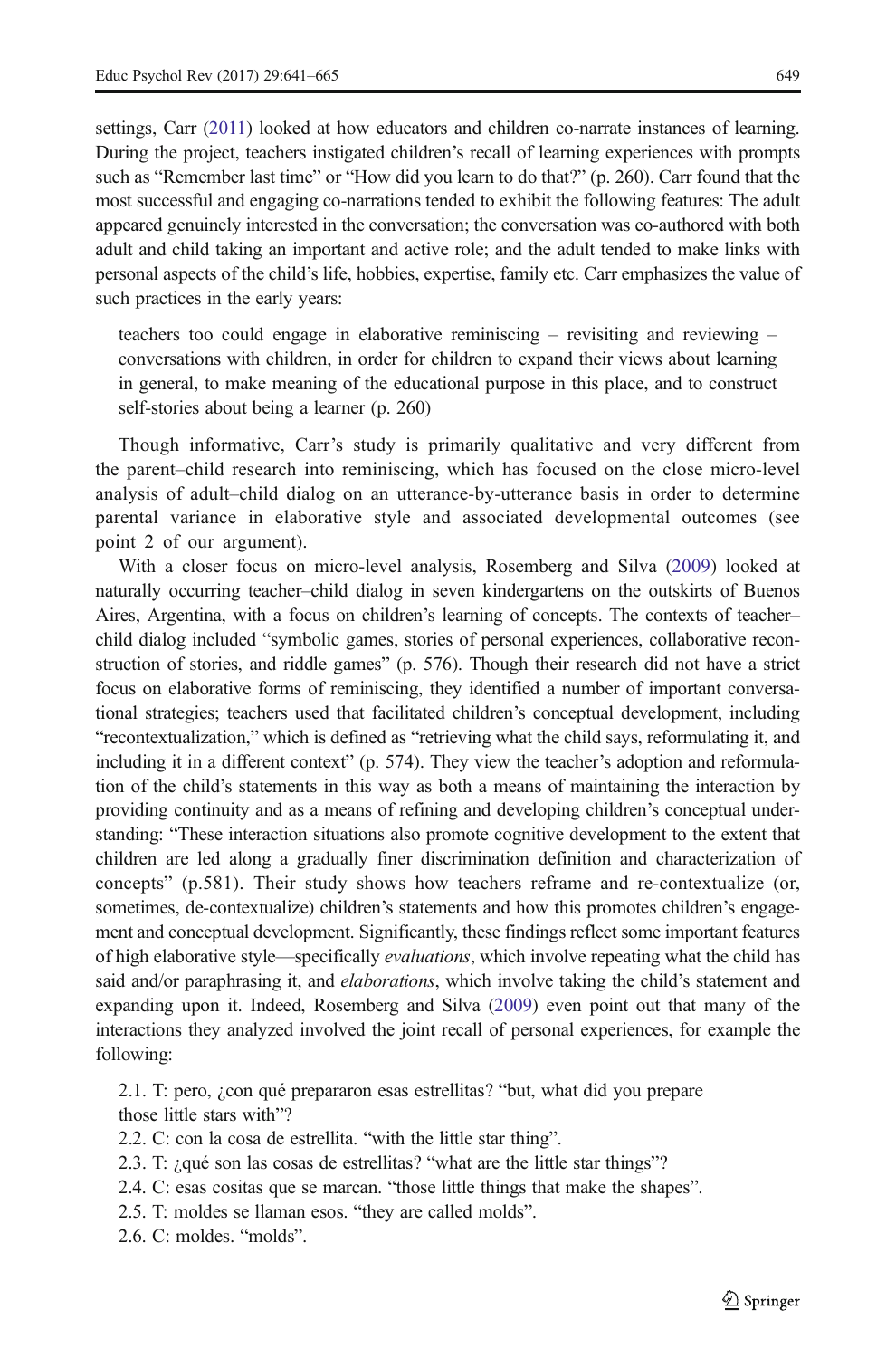settings, Carr (2011) looked at how educators and children co-narrate instances of learning. During the project, teachers instigated children's recall of learning experiences with prompts such as "Remember last time" or "How did you learn to do that?" (p. 260). Carr found that the most successful and engaging co-narrations tended to exhibit the following features: The adult appeared genuinely interested in the conversation; the conversation was co-authored with both adult and child taking an important and active role; and the adult tended to make links with personal aspects of the child's life, hobbies, expertise, family etc. Carr emphasizes the value of such practices in the early years:

> teachers too could engage in elaborative reminiscing – revisiting and reviewing – conversations with children, in order for children to expand their views about learning in general, to make meaning of the educational purpose in this place, and to construct self-stories about being a learner (p. 260)

Though informative, Carr's study is primarily qualitative and very different from the parent–child research into reminiscing, which has focused on the close micro-level analysis of adult–child dialog on an utterance-by-utterance basis in order to determine parental variance in elaborative style and associated developmental outcomes (see point 2 of our argument).

With a closer focus on micro-level analysis, Rosemberg and Silva (2009) looked at naturally occurring teacher–child dialog in seven kindergartens on the outskirts of Buenos Aires, Argentina, with a focus on children's learning of concepts. The contexts of teacher–child dialog included "symbolic games, stories of personal experiences, collaborative reconstruction of stories, and riddle games" (p. 576). Though their research did not have a strict focus on elaborative forms of reminiscing, they identified a number of important conversational strategies; teachers used that facilitated children's conceptual development, including "recontextualization," which is defined as "retrieving what the child says, reformulating it, and including it in a different context" (p. 574). They view the teacher's adoption and reformulation of the child's statements in this way as both a means of maintaining the interaction by providing continuity and as a means of refining and developing children's conceptual understanding: "These interaction situations also promote cognitive development to the extent that children are led along a gradually finer discrimination definition and characterization of concepts" (p.581). Their study shows how teachers reframe and re-contextualize (or, sometimes, de-contextualize) children's statements and how this promotes children's engagement and conceptual development. Significantly, these findings reflect some important features of high elaborative style—specifically *evaluations*, which involve repeating what the child has said and/or paraphrasing it, and *elaborations*, which involve taking the child's statement and expanding upon it. Indeed, Rosemberg and Silva (2009) even point out that many of the interactions they analyzed involved the joint recall of personal experiences, for example the following:

2.1. T: pero, ¿con qué prepararon esas estrellitas? "but, what did you prepare those little stars with"?
2.2. C: con la cosa de estrellita. "with the little star thing".
2.3. T: ¿qué son las cosas de estrellitas? "what are the little star things"?
2.4. C: esas cositas que se marcan. "those little things that make the shapes".
2.5. T: moldes se llaman esos. "they are called molds".
2.6. C: moldes. "molds".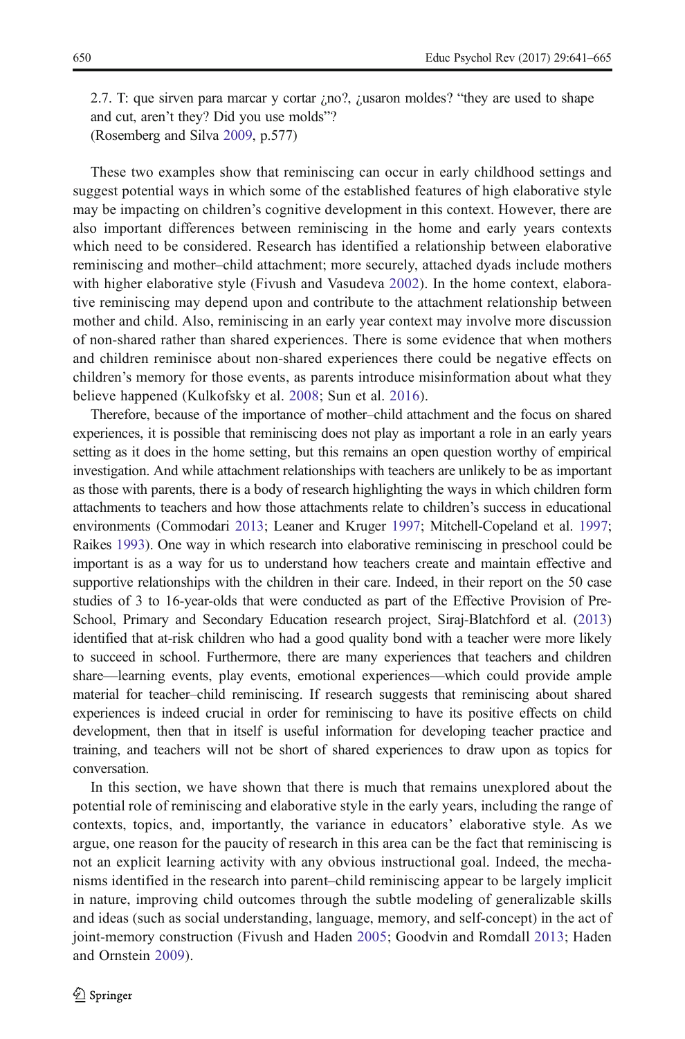2.7. T: que sirven para marcar y cortar ¿no?, ¿usaron moldes? "they are used to shape and cut, aren't they? Did you use molds"?
(Rosemberg and Silva 2009, p.577)

These two examples show that reminiscing can occur in early childhood settings and suggest potential ways in which some of the established features of high elaborative style may be impacting on children's cognitive development in this context. However, there are also important differences between reminiscing in the home and early years contexts which need to be considered. Research has identified a relationship between elaborative reminiscing and mother–child attachment; more securely, attached dyads include mothers with higher elaborative style (Fivush and Vasudeva 2002). In the home context, elaborative reminiscing may depend upon and contribute to the attachment relationship between mother and child. Also, reminiscing in an early year context may involve more discussion of non-shared rather than shared experiences. There is some evidence that when mothers and children reminisce about non-shared experiences there could be negative effects on children's memory for those events, as parents introduce misinformation about what they believe happened (Kulkofsky et al. 2008; Sun et al. 2016).

Therefore, because of the importance of mother–child attachment and the focus on shared experiences, it is possible that reminiscing does not play as important a role in an early years setting as it does in the home setting, but this remains an open question worthy of empirical investigation. And while attachment relationships with teachers are unlikely to be as important as those with parents, there is a body of research highlighting the ways in which children form attachments to teachers and how those attachments relate to children's success in educational environments (Commodari 2013; Leaner and Kruger 1997; Mitchell-Copeland et al. 1997; Raikes 1993). One way in which research into elaborative reminiscing in preschool could be important is as a way for us to understand how teachers create and maintain effective and supportive relationships with the children in their care. Indeed, in their report on the 50 case studies of 3 to 16-year-olds that were conducted as part of the Effective Provision of Pre-School, Primary and Secondary Education research project, Siraj-Blatchford et al. (2013) identified that at-risk children who had a good quality bond with a teacher were more likely to succeed in school. Furthermore, there are many experiences that teachers and children share—learning events, play events, emotional experiences—which could provide ample material for teacher–child reminiscing. If research suggests that reminiscing about shared experiences is indeed crucial in order for reminiscing to have its positive effects on child development, then that in itself is useful information for developing teacher practice and training, and teachers will not be short of shared experiences to draw upon as topics for conversation.

In this section, we have shown that there is much that remains unexplored about the potential role of reminiscing and elaborative style in the early years, including the range of contexts, topics, and, importantly, the variance in educators' elaborative style. As we argue, one reason for the paucity of research in this area can be the fact that reminiscing is not an explicit learning activity with any obvious instructional goal. Indeed, the mechanisms identified in the research into parent–child reminiscing appear to be largely implicit in nature, improving child outcomes through the subtle modeling of generalizable skills and ideas (such as social understanding, language, memory, and self-concept) in the act of joint-memory construction (Fivush and Haden 2005; Goodvin and Romdall 2013; Haden and Ornstein 2009).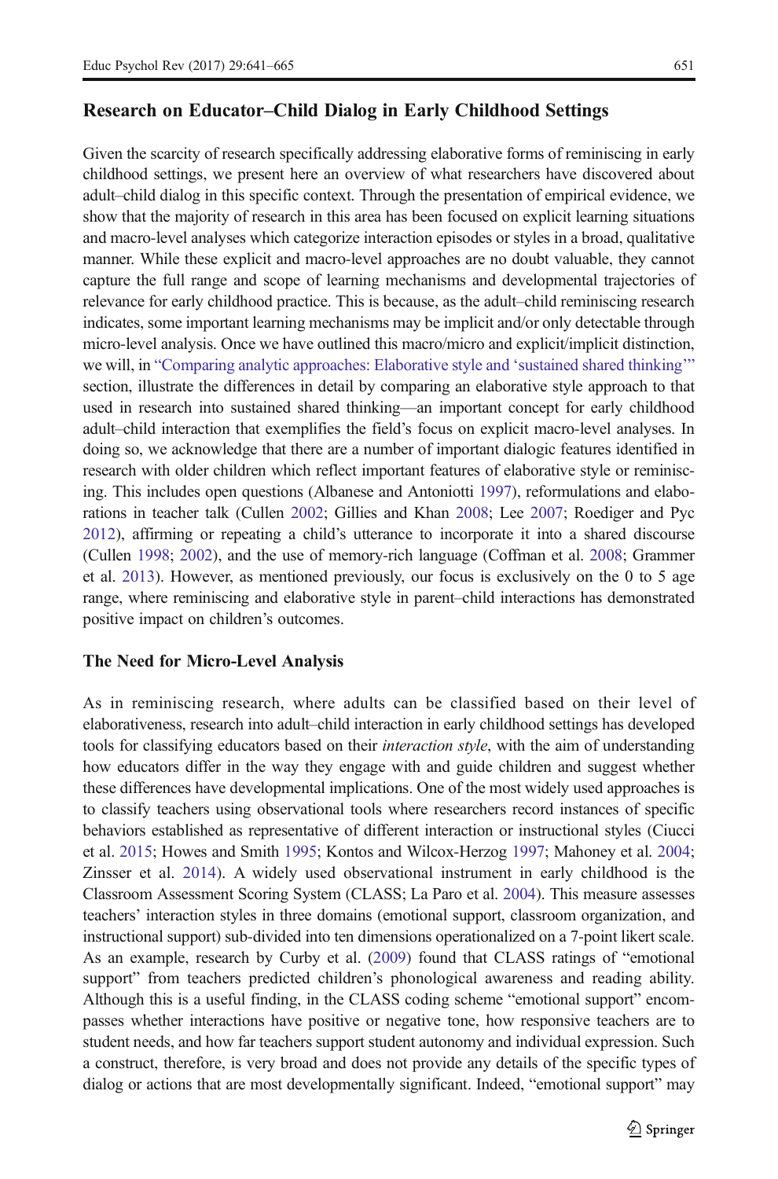## Research on Educator–Child Dialog in Early Childhood Settings

Given the scarcity of research specifically addressing elaborative forms of reminiscing in early childhood settings, we present here an overview of what researchers have discovered about adult–child dialog in this specific context. Through the presentation of empirical evidence, we show that the majority of research in this area has been focused on explicit learning situations and macro-level analyses which categorize interaction episodes or styles in a broad, qualitative manner. While these explicit and macro-level approaches are no doubt valuable, they cannot capture the full range and scope of learning mechanisms and developmental trajectories of relevance for early childhood practice. This is because, as the adult–child reminiscing research indicates, some important learning mechanisms may be implicit and/or only detectable through micro-level analysis. Once we have outlined this macro/micro and explicit/implicit distinction, we will, in "Comparing analytic approaches: Elaborative style and 'sustained shared thinking'" section, illustrate the differences in detail by comparing an elaborative style approach to that used in research into sustained shared thinking—an important concept for early childhood adult–child interaction that exemplifies the field's focus on explicit macro-level analyses. In doing so, we acknowledge that there are a number of important dialogic features identified in research with older children which reflect important features of elaborative style or reminiscing. This includes open questions (Albanese and Antoniotti 1997), reformulations and elaborations in teacher talk (Cullen 2002; Gillies and Khan 2008; Lee 2007; Roediger and Pyc 2012), affirming or repeating a child's utterance to incorporate it into a shared discourse (Cullen 1998; 2002), and the use of memory-rich language (Coffman et al. 2008; Grammer et al. 2013). However, as mentioned previously, our focus is exclusively on the 0 to 5 age range, where reminiscing and elaborative style in parent–child interactions has demonstrated positive impact on children's outcomes.

### The Need for Micro-Level Analysis

As in reminiscing research, where adults can be classified based on their level of elaborativeness, research into adult–child interaction in early childhood settings has developed tools for classifying educators based on their *interaction style*, with the aim of understanding how educators differ in the way they engage with and guide children and suggest whether these differences have developmental implications. One of the most widely used approaches is to classify teachers using observational tools where researchers record instances of specific behaviors established as representative of different interaction or instructional styles (Ciucci et al. 2015; Howes and Smith 1995; Kontos and Wilcox-Herzog 1997; Mahoney et al. 2004; Zinsser et al. 2014). A widely used observational instrument in early childhood is the Classroom Assessment Scoring System (CLASS; La Paro et al. 2004). This measure assesses teachers' interaction styles in three domains (emotional support, classroom organization, and instructional support) sub-divided into ten dimensions operationalized on a 7-point likert scale. As an example, research by Curby et al. (2009) found that CLASS ratings of "emotional support" from teachers predicted children's phonological awareness and reading ability. Although this is a useful finding, in the CLASS coding scheme "emotional support" encompasses whether interactions have positive or negative tone, how responsive teachers are to student needs, and how far teachers support student autonomy and individual expression. Such a construct, therefore, is very broad and does not provide any details of the specific types of dialog or actions that are most developmentally significant. Indeed, "emotional support" may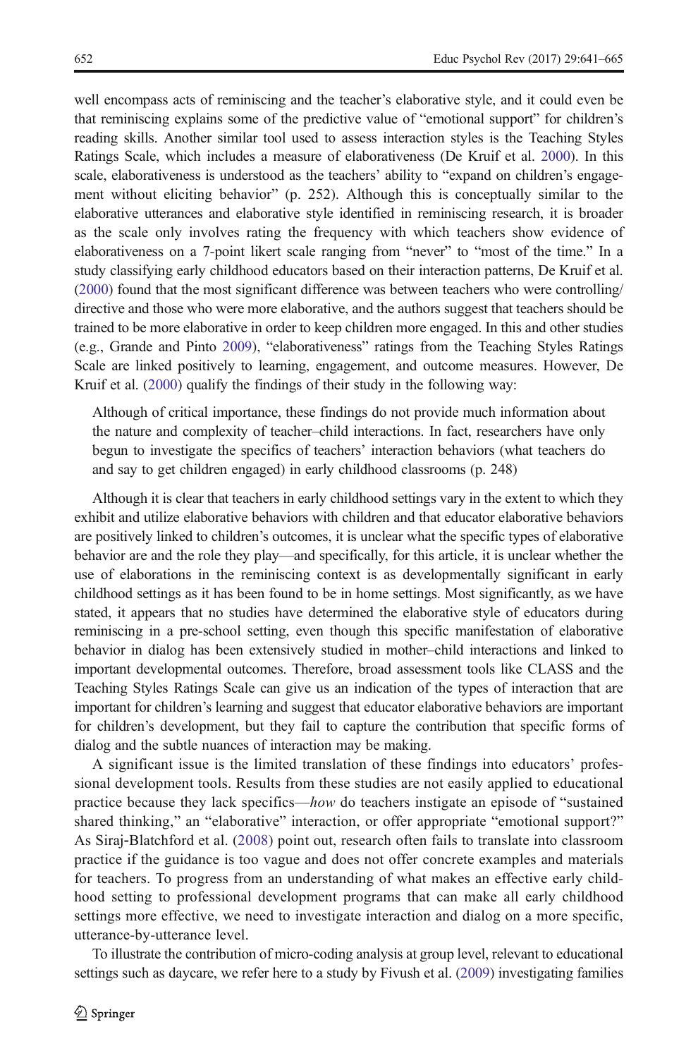well encompass acts of reminiscing and the teacher's elaborative style, and it could even be that reminiscing explains some of the predictive value of "emotional support" for children's reading skills. Another similar tool used to assess interaction styles is the Teaching Styles Ratings Scale, which includes a measure of elaborativeness (De Kruif et al. 2000). In this scale, elaborativeness is understood as the teachers' ability to "expand on children's engagement without eliciting behavior" (p. 252). Although this is conceptually similar to the elaborative utterances and elaborative style identified in reminiscing research, it is broader as the scale only involves rating the frequency with which teachers show evidence of elaborativeness on a 7-point likert scale ranging from "never" to "most of the time." In a study classifying early childhood educators based on their interaction patterns, De Kruif et al. (2000) found that the most significant difference was between teachers who were controlling/directive and those who were more elaborative, and the authors suggest that teachers should be trained to be more elaborative in order to keep children more engaged. In this and other studies (e.g., Grande and Pinto 2009), "elaborativeness" ratings from the Teaching Styles Ratings Scale are linked positively to learning, engagement, and outcome measures. However, De Kruif et al. (2000) qualify the findings of their study in the following way:

> Although of critical importance, these findings do not provide much information about the nature and complexity of teacher–child interactions. In fact, researchers have only begun to investigate the specifics of teachers' interaction behaviors (what teachers do and say to get children engaged) in early childhood classrooms (p. 248)

Although it is clear that teachers in early childhood settings vary in the extent to which they exhibit and utilize elaborative behaviors with children and that educator elaborative behaviors are positively linked to children's outcomes, it is unclear what the specific types of elaborative behavior are and the role they play—and specifically, for this article, it is unclear whether the use of elaborations in the reminiscing context is as developmentally significant in early childhood settings as it has been found to be in home settings. Most significantly, as we have stated, it appears that no studies have determined the elaborative style of educators during reminiscing in a pre-school setting, even though this specific manifestation of elaborative behavior in dialog has been extensively studied in mother–child interactions and linked to important developmental outcomes. Therefore, broad assessment tools like CLASS and the Teaching Styles Ratings Scale can give us an indication of the types of interaction that are important for children's learning and suggest that educator elaborative behaviors are important for children's development, but they fail to capture the contribution that specific forms of dialog and the subtle nuances of interaction may be making.

A significant issue is the limited translation of these findings into educators' professional development tools. Results from these studies are not easily applied to educational practice because they lack specifics—*how* do teachers instigate an episode of "sustained shared thinking," an "elaborative" interaction, or offer appropriate "emotional support?" As Siraj-Blatchford et al. (2008) point out, research often fails to translate into classroom practice if the guidance is too vague and does not offer concrete examples and materials for teachers. To progress from an understanding of what makes an effective early childhood setting to professional development programs that can make all early childhood settings more effective, we need to investigate interaction and dialog on a more specific, utterance-by-utterance level.

To illustrate the contribution of micro-coding analysis at group level, relevant to educational settings such as daycare, we refer here to a study by Fivush et al. (2009) investigating families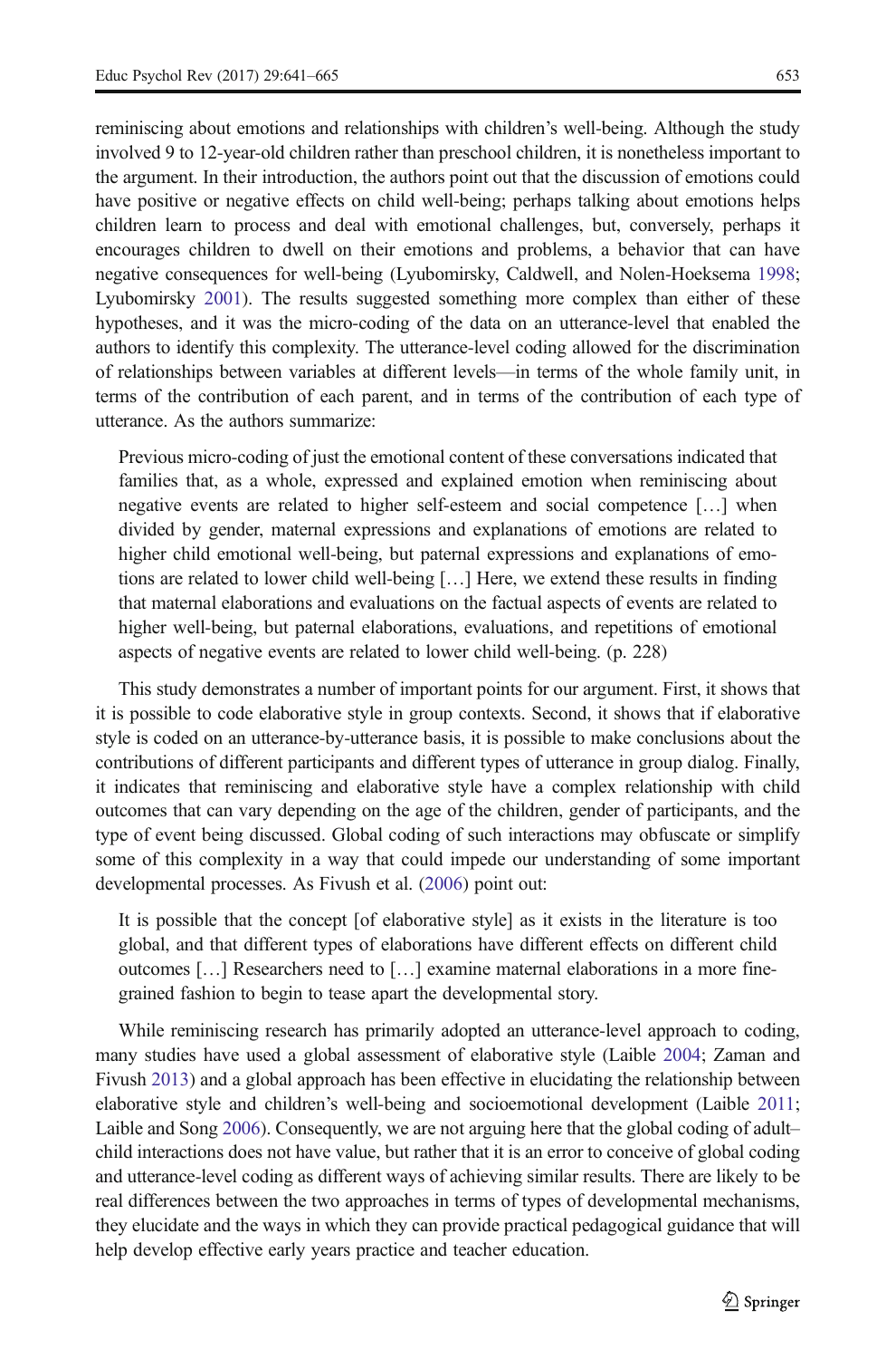reminiscing about emotions and relationships with children's well-being. Although the study involved 9 to 12-year-old children rather than preschool children, it is nonetheless important to the argument. In their introduction, the authors point out that the discussion of emotions could have positive or negative effects on child well-being; perhaps talking about emotions helps children learn to process and deal with emotional challenges, but, conversely, perhaps it encourages children to dwell on their emotions and problems, a behavior that can have negative consequences for well-being (Lyubomirsky, Caldwell, and Nolen-Hoeksema 1998; Lyubomirsky 2001). The results suggested something more complex than either of these hypotheses, and it was the micro-coding of the data on an utterance-level that enabled the authors to identify this complexity. The utterance-level coding allowed for the discrimination of relationships between variables at different levels—in terms of the whole family unit, in terms of the contribution of each parent, and in terms of the contribution of each type of utterance. As the authors summarize:

> Previous micro-coding of just the emotional content of these conversations indicated that families that, as a whole, expressed and explained emotion when reminiscing about negative events are related to higher self-esteem and social competence […] when divided by gender, maternal expressions and explanations of emotions are related to higher child emotional well-being, but paternal expressions and explanations of emotions are related to lower child well-being […] Here, we extend these results in finding that maternal elaborations and evaluations on the factual aspects of events are related to higher well-being, but paternal elaborations, evaluations, and repetitions of emotional aspects of negative events are related to lower child well-being. (p. 228)

This study demonstrates a number of important points for our argument. First, it shows that it is possible to code elaborative style in group contexts. Second, it shows that if elaborative style is coded on an utterance-by-utterance basis, it is possible to make conclusions about the contributions of different participants and different types of utterance in group dialog. Finally, it indicates that reminiscing and elaborative style have a complex relationship with child outcomes that can vary depending on the age of the children, gender of participants, and the type of event being discussed. Global coding of such interactions may obfuscate or simplify some of this complexity in a way that could impede our understanding of some important developmental processes. As Fivush et al. (2006) point out:

> It is possible that the concept [of elaborative style] as it exists in the literature is too global, and that different types of elaborations have different effects on different child outcomes […] Researchers need to […] examine maternal elaborations in a more fine-grained fashion to begin to tease apart the developmental story.

While reminiscing research has primarily adopted an utterance-level approach to coding, many studies have used a global assessment of elaborative style (Laible 2004; Zaman and Fivush 2013) and a global approach has been effective in elucidating the relationship between elaborative style and children's well-being and socioemotional development (Laible 2011; Laible and Song 2006). Consequently, we are not arguing here that the global coding of adult–child interactions does not have value, but rather that it is an error to conceive of global coding and utterance-level coding as different ways of achieving similar results. There are likely to be real differences between the two approaches in terms of types of developmental mechanisms, they elucidate and the ways in which they can provide practical pedagogical guidance that will help develop effective early years practice and teacher education.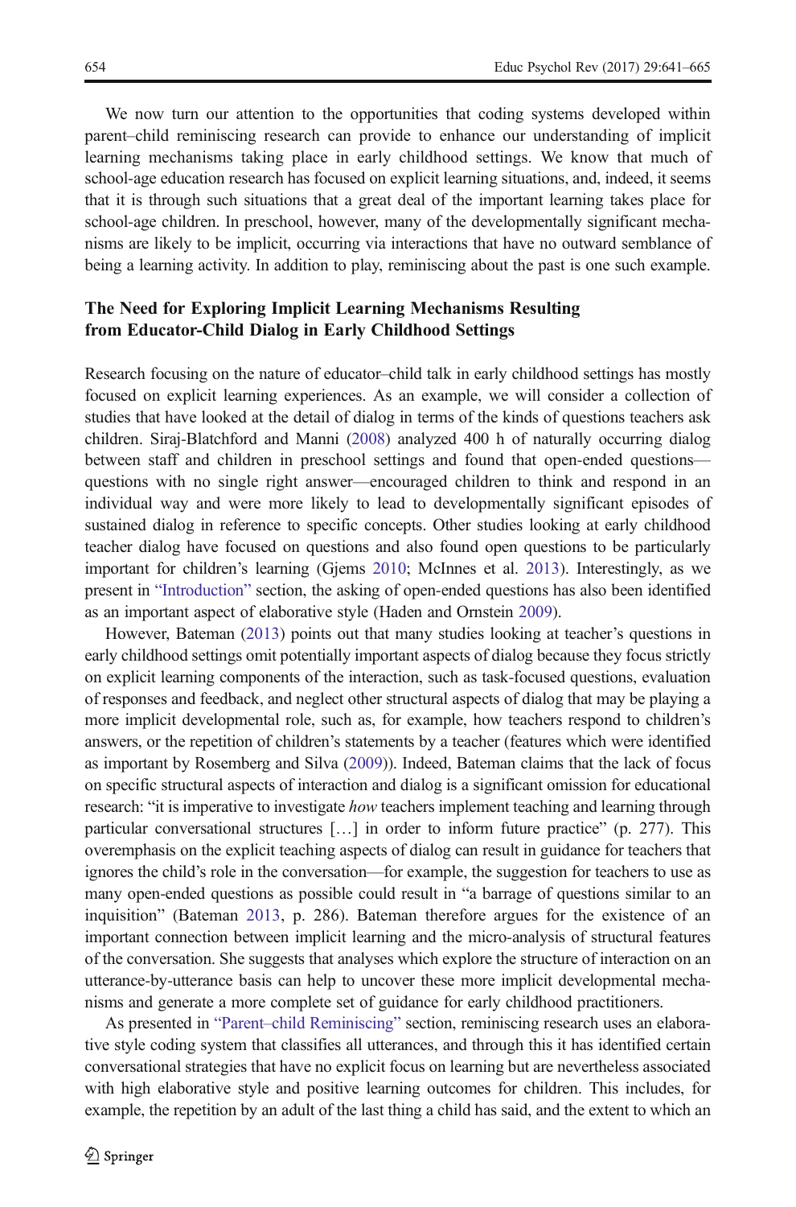We now turn our attention to the opportunities that coding systems developed within parent–child reminiscing research can provide to enhance our understanding of implicit learning mechanisms taking place in early childhood settings. We know that much of school-age education research has focused on explicit learning situations, and, indeed, it seems that it is through such situations that a great deal of the important learning takes place for school-age children. In preschool, however, many of the developmentally significant mechanisms are likely to be implicit, occurring via interactions that have no outward semblance of being a learning activity. In addition to play, reminiscing about the past is one such example.

## The Need for Exploring Implicit Learning Mechanisms Resulting from Educator-Child Dialog in Early Childhood Settings

Research focusing on the nature of educator–child talk in early childhood settings has mostly focused on explicit learning experiences. As an example, we will consider a collection of studies that have looked at the detail of dialog in terms of the kinds of questions teachers ask children. Siraj-Blatchford and Manni (2008) analyzed 400 h of naturally occurring dialog between staff and children in preschool settings and found that open-ended questions—questions with no single right answer—encouraged children to think and respond in an individual way and were more likely to lead to developmentally significant episodes of sustained dialog in reference to specific concepts. Other studies looking at early childhood teacher dialog have focused on questions and also found open questions to be particularly important for children's learning (Gjems 2010; McInnes et al. 2013). Interestingly, as we present in "Introduction" section, the asking of open-ended questions has also been identified as an important aspect of elaborative style (Haden and Ornstein 2009).

However, Bateman (2013) points out that many studies looking at teacher's questions in early childhood settings omit potentially important aspects of dialog because they focus strictly on explicit learning components of the interaction, such as task-focused questions, evaluation of responses and feedback, and neglect other structural aspects of dialog that may be playing a more implicit developmental role, such as, for example, how teachers respond to children's answers, or the repetition of children's statements by a teacher (features which were identified as important by Rosemberg and Silva (2009)). Indeed, Bateman claims that the lack of focus on specific structural aspects of interaction and dialog is a significant omission for educational research: "it is imperative to investigate *how* teachers implement teaching and learning through particular conversational structures […] in order to inform future practice" (p. 277). This overemphasis on the explicit teaching aspects of dialog can result in guidance for teachers that ignores the child's role in the conversation—for example, the suggestion for teachers to use as many open-ended questions as possible could result in "a barrage of questions similar to an inquisition" (Bateman 2013, p. 286). Bateman therefore argues for the existence of an important connection between implicit learning and the micro-analysis of structural features of the conversation. She suggests that analyses which explore the structure of interaction on an utterance-by-utterance basis can help to uncover these more implicit developmental mechanisms and generate a more complete set of guidance for early childhood practitioners.

As presented in "Parent–child Reminiscing" section, reminiscing research uses an elaborative style coding system that classifies all utterances, and through this it has identified certain conversational strategies that have no explicit focus on learning but are nevertheless associated with high elaborative style and positive learning outcomes for children. This includes, for example, the repetition by an adult of the last thing a child has said, and the extent to which an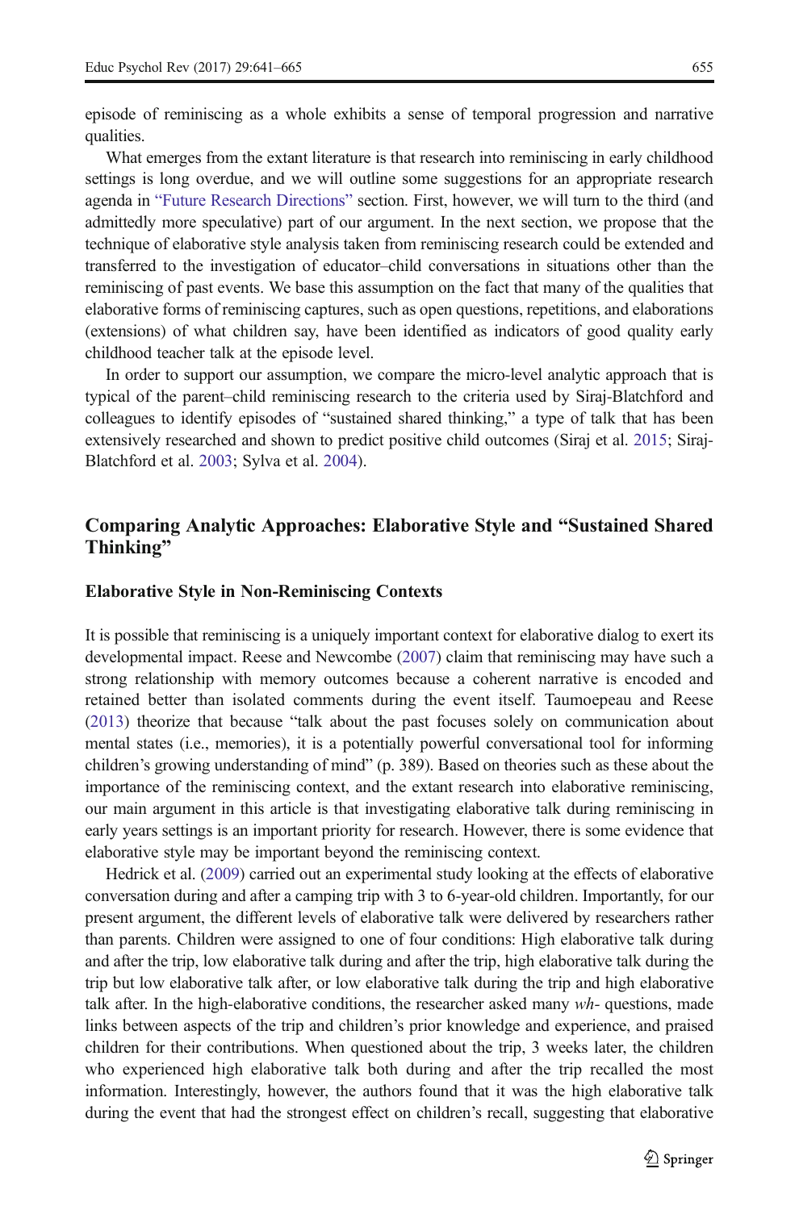episode of reminiscing as a whole exhibits a sense of temporal progression and narrative qualities.

What emerges from the extant literature is that research into reminiscing in early childhood settings is long overdue, and we will outline some suggestions for an appropriate research agenda in "Future Research Directions" section. First, however, we will turn to the third (and admittedly more speculative) part of our argument. In the next section, we propose that the technique of elaborative style analysis taken from reminiscing research could be extended and transferred to the investigation of educator–child conversations in situations other than the reminiscing of past events. We base this assumption on the fact that many of the qualities that elaborative forms of reminiscing captures, such as open questions, repetitions, and elaborations (extensions) of what children say, have been identified as indicators of good quality early childhood teacher talk at the episode level.

In order to support our assumption, we compare the micro-level analytic approach that is typical of the parent–child reminiscing research to the criteria used by Siraj-Blatchford and colleagues to identify episodes of "sustained shared thinking," a type of talk that has been extensively researched and shown to predict positive child outcomes (Siraj et al. 2015; Siraj-Blatchford et al. 2003; Sylva et al. 2004).

## Comparing Analytic Approaches: Elaborative Style and "Sustained Shared Thinking"

### Elaborative Style in Non-Reminiscing Contexts

It is possible that reminiscing is a uniquely important context for elaborative dialog to exert its developmental impact. Reese and Newcombe (2007) claim that reminiscing may have such a strong relationship with memory outcomes because a coherent narrative is encoded and retained better than isolated comments during the event itself. Taumoepeau and Reese (2013) theorize that because "talk about the past focuses solely on communication about mental states (i.e., memories), it is a potentially powerful conversational tool for informing children's growing understanding of mind" (p. 389). Based on theories such as these about the importance of the reminiscing context, and the extant research into elaborative reminiscing, our main argument in this article is that investigating elaborative talk during reminiscing in early years settings is an important priority for research. However, there is some evidence that elaborative style may be important beyond the reminiscing context.

Hedrick et al. (2009) carried out an experimental study looking at the effects of elaborative conversation during and after a camping trip with 3 to 6-year-old children. Importantly, for our present argument, the different levels of elaborative talk were delivered by researchers rather than parents. Children were assigned to one of four conditions: High elaborative talk during and after the trip, low elaborative talk during and after the trip, high elaborative talk during the trip but low elaborative talk after, or low elaborative talk during the trip and high elaborative talk after. In the high-elaborative conditions, the researcher asked many *wh-* questions, made links between aspects of the trip and children's prior knowledge and experience, and praised children for their contributions. When questioned about the trip, 3 weeks later, the children who experienced high elaborative talk both during and after the trip recalled the most information. Interestingly, however, the authors found that it was the high elaborative talk during the event that had the strongest effect on children's recall, suggesting that elaborative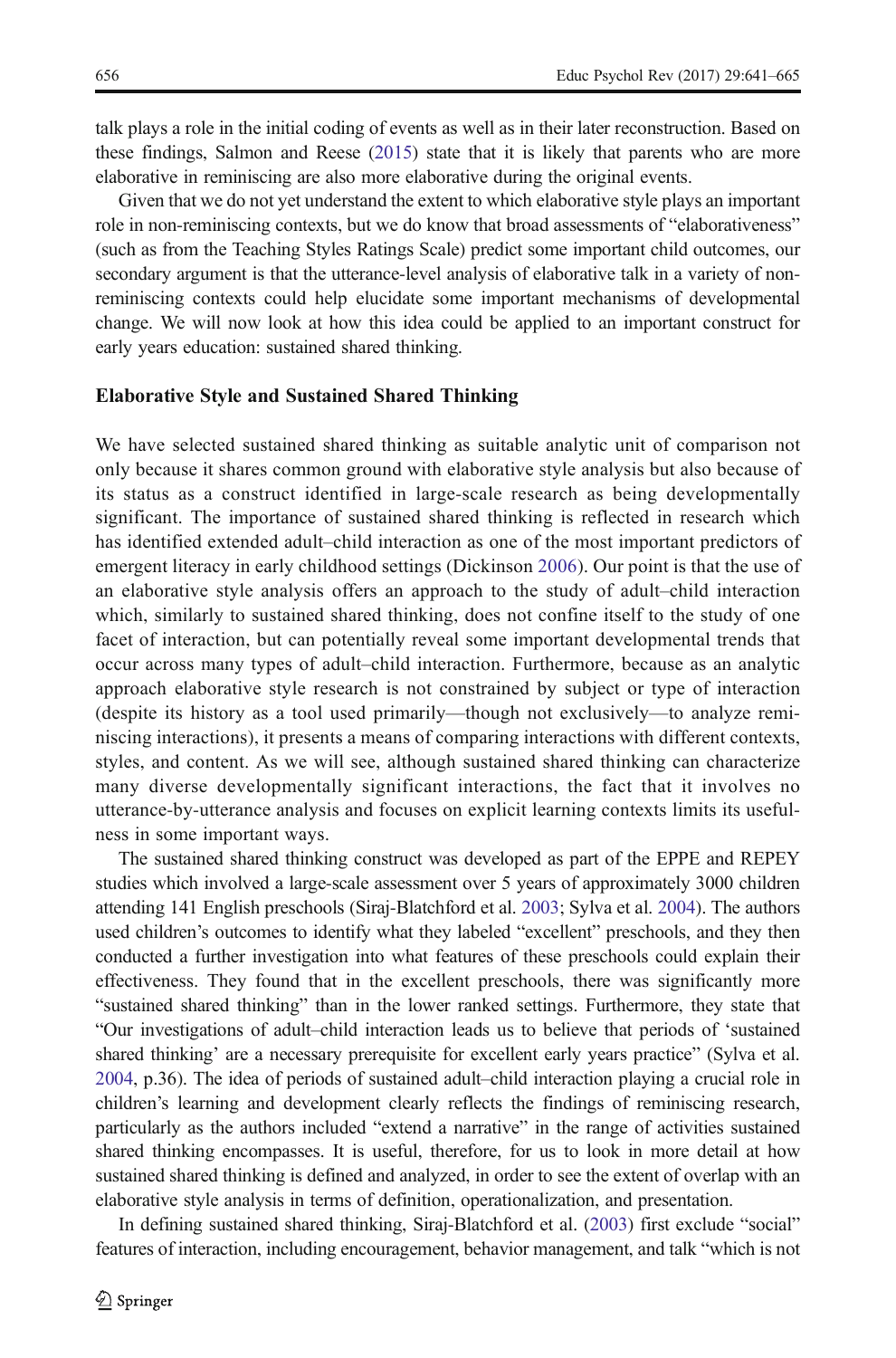talk plays a role in the initial coding of events as well as in their later reconstruction. Based on these findings, Salmon and Reese (2015) state that it is likely that parents who are more elaborative in reminiscing are also more elaborative during the original events.

Given that we do not yet understand the extent to which elaborative style plays an important role in non-reminiscing contexts, but we do know that broad assessments of "elaborativeness" (such as from the Teaching Styles Ratings Scale) predict some important child outcomes, our secondary argument is that the utterance-level analysis of elaborative talk in a variety of non-reminiscing contexts could help elucidate some important mechanisms of developmental change. We will now look at how this idea could be applied to an important construct for early years education: sustained shared thinking.

## Elaborative Style and Sustained Shared Thinking

We have selected sustained shared thinking as suitable analytic unit of comparison not only because it shares common ground with elaborative style analysis but also because of its status as a construct identified in large-scale research as being developmentally significant. The importance of sustained shared thinking is reflected in research which has identified extended adult–child interaction as one of the most important predictors of emergent literacy in early childhood settings (Dickinson 2006). Our point is that the use of an elaborative style analysis offers an approach to the study of adult–child interaction which, similarly to sustained shared thinking, does not confine itself to the study of one facet of interaction, but can potentially reveal some important developmental trends that occur across many types of adult–child interaction. Furthermore, because as an analytic approach elaborative style research is not constrained by subject or type of interaction (despite its history as a tool used primarily—though not exclusively—to analyze reminiscing interactions), it presents a means of comparing interactions with different contexts, styles, and content. As we will see, although sustained shared thinking can characterize many diverse developmentally significant interactions, the fact that it involves no utterance-by-utterance analysis and focuses on explicit learning contexts limits its usefulness in some important ways.

The sustained shared thinking construct was developed as part of the EPPE and REPEY studies which involved a large-scale assessment over 5 years of approximately 3000 children attending 141 English preschools (Siraj-Blatchford et al. 2003; Sylva et al. 2004). The authors used children's outcomes to identify what they labeled "excellent" preschools, and they then conducted a further investigation into what features of these preschools could explain their effectiveness. They found that in the excellent preschools, there was significantly more "sustained shared thinking" than in the lower ranked settings. Furthermore, they state that "Our investigations of adult–child interaction leads us to believe that periods of 'sustained shared thinking' are a necessary prerequisite for excellent early years practice" (Sylva et al. 2004, p.36). The idea of periods of sustained adult–child interaction playing a crucial role in children's learning and development clearly reflects the findings of reminiscing research, particularly as the authors included "extend a narrative" in the range of activities sustained shared thinking encompasses. It is useful, therefore, for us to look in more detail at how sustained shared thinking is defined and analyzed, in order to see the extent of overlap with an elaborative style analysis in terms of definition, operationalization, and presentation.

In defining sustained shared thinking, Siraj-Blatchford et al. (2003) first exclude "social" features of interaction, including encouragement, behavior management, and talk "which is not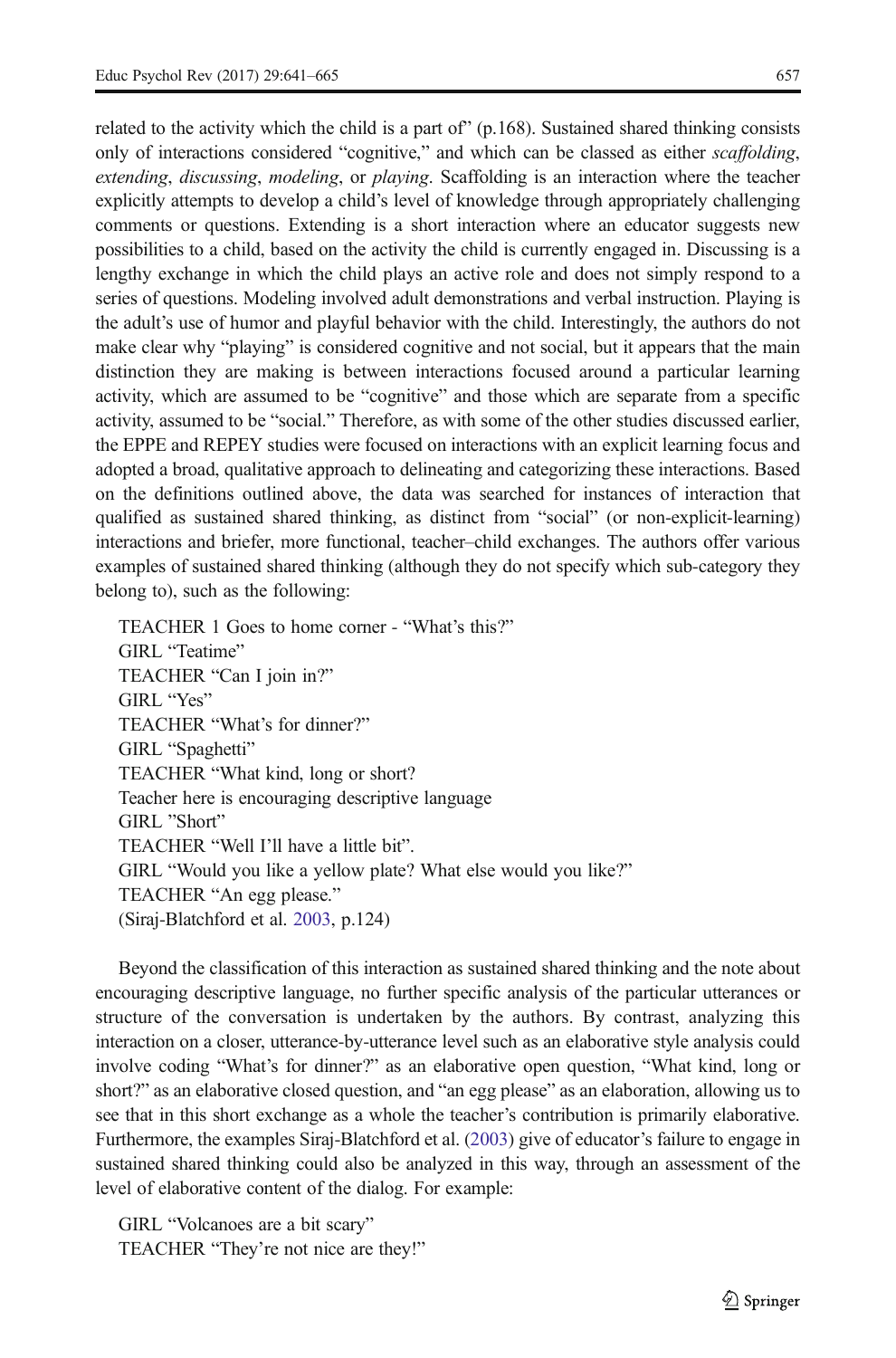related to the activity which the child is a part of" (p.168). Sustained shared thinking consists only of interactions considered "cognitive," and which can be classed as either *scaffolding*, *extending*, *discussing*, *modeling*, or *playing*. Scaffolding is an interaction where the teacher explicitly attempts to develop a child's level of knowledge through appropriately challenging comments or questions. Extending is a short interaction where an educator suggests new possibilities to a child, based on the activity the child is currently engaged in. Discussing is a lengthy exchange in which the child plays an active role and does not simply respond to a series of questions. Modeling involved adult demonstrations and verbal instruction. Playing is the adult's use of humor and playful behavior with the child. Interestingly, the authors do not make clear why "playing" is considered cognitive and not social, but it appears that the main distinction they are making is between interactions focused around a particular learning activity, which are assumed to be "cognitive" and those which are separate from a specific activity, assumed to be "social." Therefore, as with some of the other studies discussed earlier, the EPPE and REPEY studies were focused on interactions with an explicit learning focus and adopted a broad, qualitative approach to delineating and categorizing these interactions. Based on the definitions outlined above, the data was searched for instances of interaction that qualified as sustained shared thinking, as distinct from "social" (or non-explicit-learning) interactions and briefer, more functional, teacher–child exchanges. The authors offer various examples of sustained shared thinking (although they do not specify which sub-category they belong to), such as the following:

> TEACHER 1 Goes to home corner - "What's this?"
> GIRL "Teatime"
> TEACHER "Can I join in?"
> GIRL "Yes"
> TEACHER "What's for dinner?"
> GIRL "Spaghetti"
> TEACHER "What kind, long or short?
> Teacher here is encouraging descriptive language
> GIRL "Short"
> TEACHER "Well I'll have a little bit".
> GIRL "Would you like a yellow plate? What else would you like?"
> TEACHER "An egg please."
> (Siraj-Blatchford et al. 2003, p.124)

Beyond the classification of this interaction as sustained shared thinking and the note about encouraging descriptive language, no further specific analysis of the particular utterances or structure of the conversation is undertaken by the authors. By contrast, analyzing this interaction on a closer, utterance-by-utterance level such as an elaborative style analysis could involve coding "What's for dinner?" as an elaborative open question, "What kind, long or short?" as an elaborative closed question, and "an egg please" as an elaboration, allowing us to see that in this short exchange as a whole the teacher's contribution is primarily elaborative. Furthermore, the examples Siraj-Blatchford et al. (2003) give of educator's failure to engage in sustained shared thinking could also be analyzed in this way, through an assessment of the level of elaborative content of the dialog. For example:

> GIRL "Volcanoes are a bit scary"
> TEACHER "They're not nice are they!"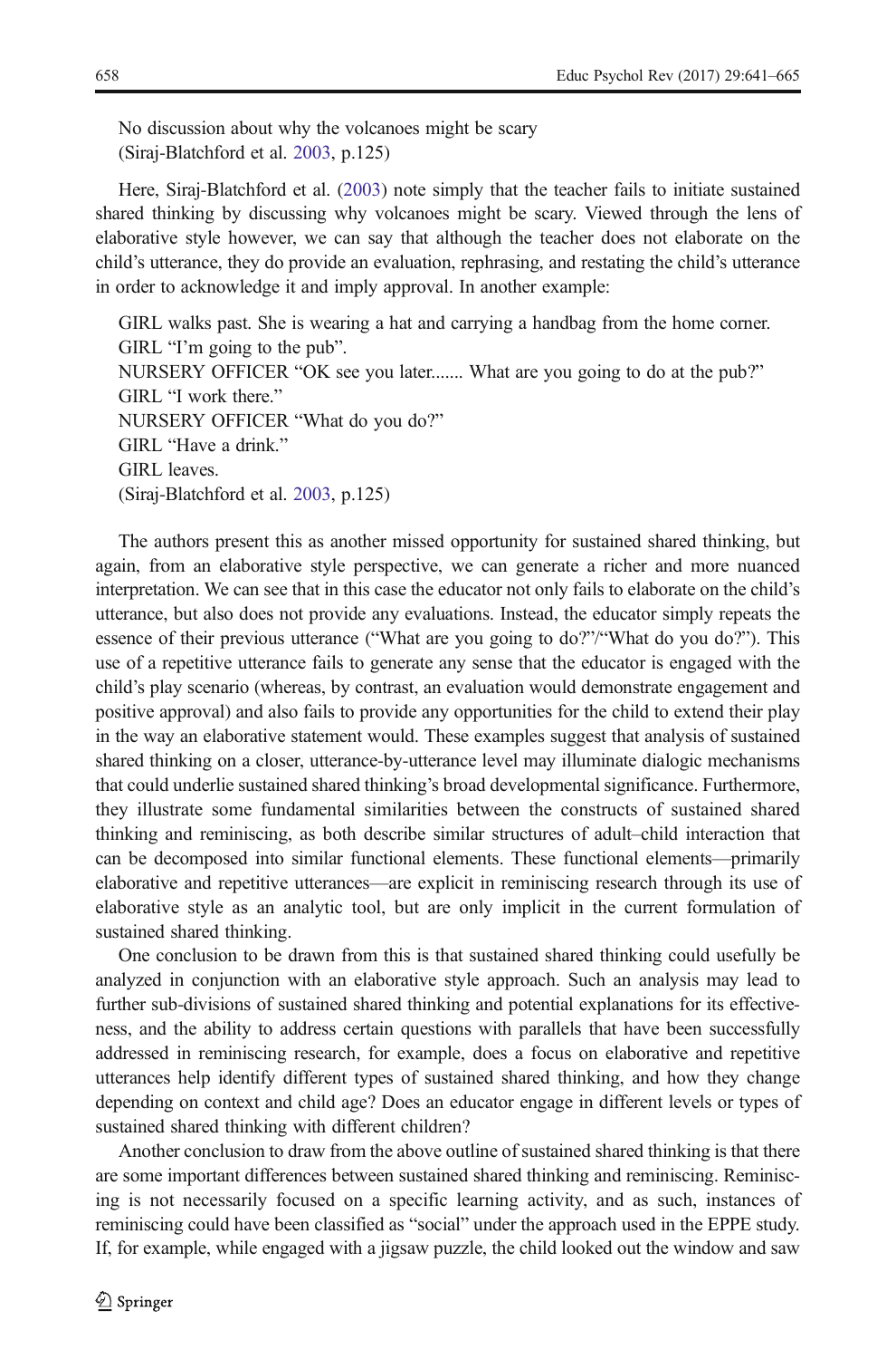No discussion about why the volcanoes might be scary
(Siraj-Blatchford et al. 2003, p.125)

Here, Siraj-Blatchford et al. (2003) note simply that the teacher fails to initiate sustained shared thinking by discussing why volcanoes might be scary. Viewed through the lens of elaborative style however, we can say that although the teacher does not elaborate on the child's utterance, they do provide an evaluation, rephrasing, and restating the child's utterance in order to acknowledge it and imply approval. In another example:

GIRL walks past. She is wearing a hat and carrying a handbag from the home corner.
GIRL "I'm going to the pub".
NURSERY OFFICER "OK see you later....... What are you going to do at the pub?"
GIRL "I work there."
NURSERY OFFICER "What do you do?"
GIRL "Have a drink."
GIRL leaves.
(Siraj-Blatchford et al. 2003, p.125)

The authors present this as another missed opportunity for sustained shared thinking, but again, from an elaborative style perspective, we can generate a richer and more nuanced interpretation. We can see that in this case the educator not only fails to elaborate on the child's utterance, but also does not provide any evaluations. Instead, the educator simply repeats the essence of their previous utterance ("What are you going to do?"/"What do you do?"). This use of a repetitive utterance fails to generate any sense that the educator is engaged with the child's play scenario (whereas, by contrast, an evaluation would demonstrate engagement and positive approval) and also fails to provide any opportunities for the child to extend their play in the way an elaborative statement would. These examples suggest that analysis of sustained shared thinking on a closer, utterance-by-utterance level may illuminate dialogic mechanisms that could underlie sustained shared thinking's broad developmental significance. Furthermore, they illustrate some fundamental similarities between the constructs of sustained shared thinking and reminiscing, as both describe similar structures of adult–child interaction that can be decomposed into similar functional elements. These functional elements—primarily elaborative and repetitive utterances—are explicit in reminiscing research through its use of elaborative style as an analytic tool, but are only implicit in the current formulation of sustained shared thinking.

One conclusion to be drawn from this is that sustained shared thinking could usefully be analyzed in conjunction with an elaborative style approach. Such an analysis may lead to further sub-divisions of sustained shared thinking and potential explanations for its effectiveness, and the ability to address certain questions with parallels that have been successfully addressed in reminiscing research, for example, does a focus on elaborative and repetitive utterances help identify different types of sustained shared thinking, and how they change depending on context and child age? Does an educator engage in different levels or types of sustained shared thinking with different children?

Another conclusion to draw from the above outline of sustained shared thinking is that there are some important differences between sustained shared thinking and reminiscing. Reminiscing is not necessarily focused on a specific learning activity, and as such, instances of reminiscing could have been classified as "social" under the approach used in the EPPE study. If, for example, while engaged with a jigsaw puzzle, the child looked out the window and saw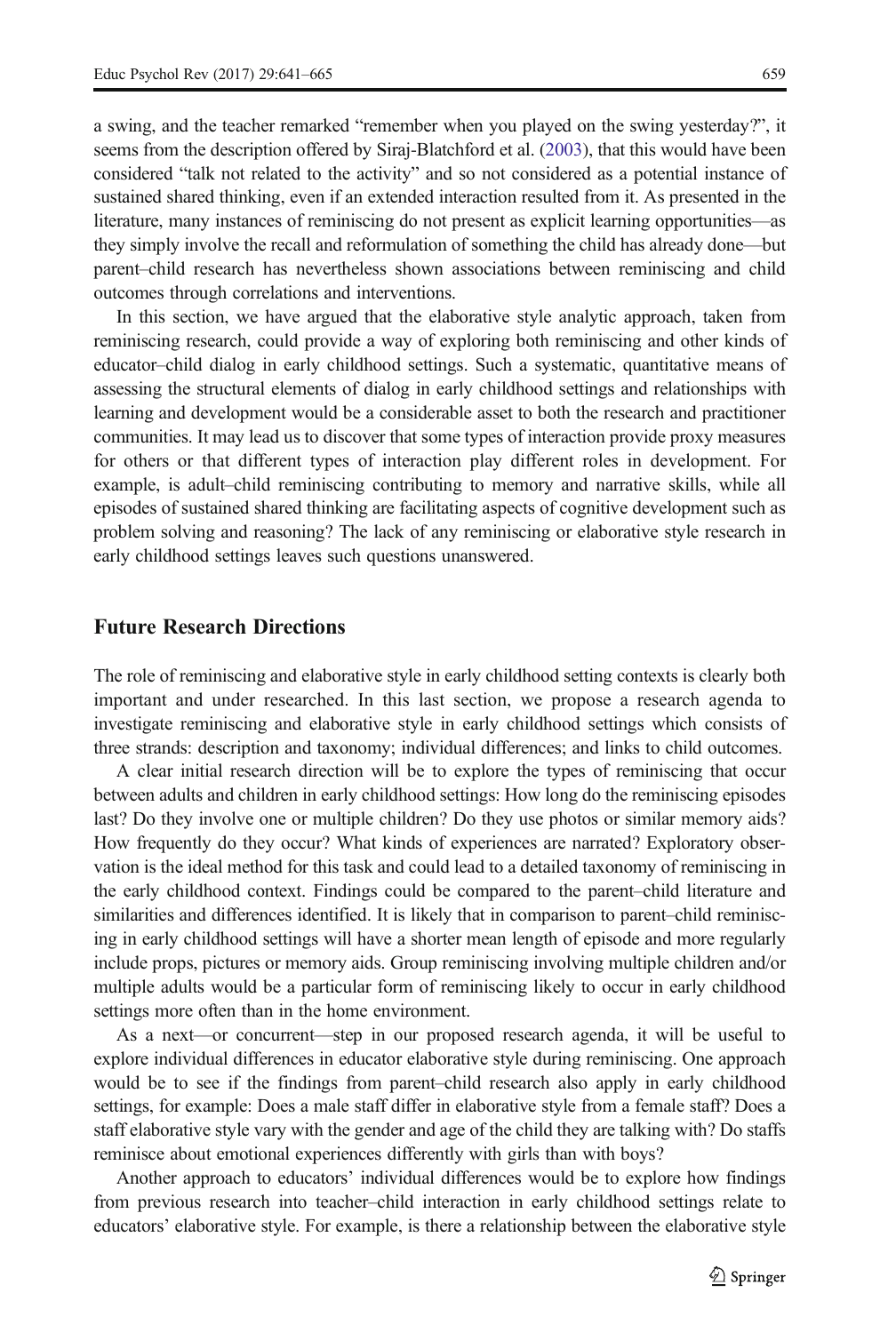a swing, and the teacher remarked "remember when you played on the swing yesterday?", it seems from the description offered by Siraj-Blatchford et al. (2003), that this would have been considered "talk not related to the activity" and so not considered as a potential instance of sustained shared thinking, even if an extended interaction resulted from it. As presented in the literature, many instances of reminiscing do not present as explicit learning opportunities—as they simply involve the recall and reformulation of something the child has already done—but parent–child research has nevertheless shown associations between reminiscing and child outcomes through correlations and interventions.

In this section, we have argued that the elaborative style analytic approach, taken from reminiscing research, could provide a way of exploring both reminiscing and other kinds of educator–child dialog in early childhood settings. Such a systematic, quantitative means of assessing the structural elements of dialog in early childhood settings and relationships with learning and development would be a considerable asset to both the research and practitioner communities. It may lead us to discover that some types of interaction provide proxy measures for others or that different types of interaction play different roles in development. For example, is adult–child reminiscing contributing to memory and narrative skills, while all episodes of sustained shared thinking are facilitating aspects of cognitive development such as problem solving and reasoning? The lack of any reminiscing or elaborative style research in early childhood settings leaves such questions unanswered.

## Future Research Directions

The role of reminiscing and elaborative style in early childhood setting contexts is clearly both important and under researched. In this last section, we propose a research agenda to investigate reminiscing and elaborative style in early childhood settings which consists of three strands: description and taxonomy; individual differences; and links to child outcomes.

A clear initial research direction will be to explore the types of reminiscing that occur between adults and children in early childhood settings: How long do the reminiscing episodes last? Do they involve one or multiple children? Do they use photos or similar memory aids? How frequently do they occur? What kinds of experiences are narrated? Exploratory observation is the ideal method for this task and could lead to a detailed taxonomy of reminiscing in the early childhood context. Findings could be compared to the parent–child literature and similarities and differences identified. It is likely that in comparison to parent–child reminiscing in early childhood settings will have a shorter mean length of episode and more regularly include props, pictures or memory aids. Group reminiscing involving multiple children and/or multiple adults would be a particular form of reminiscing likely to occur in early childhood settings more often than in the home environment.

As a next—or concurrent—step in our proposed research agenda, it will be useful to explore individual differences in educator elaborative style during reminiscing. One approach would be to see if the findings from parent–child research also apply in early childhood settings, for example: Does a male staff differ in elaborative style from a female staff? Does a staff elaborative style vary with the gender and age of the child they are talking with? Do staffs reminisce about emotional experiences differently with girls than with boys?

Another approach to educators' individual differences would be to explore how findings from previous research into teacher–child interaction in early childhood settings relate to educators' elaborative style. For example, is there a relationship between the elaborative style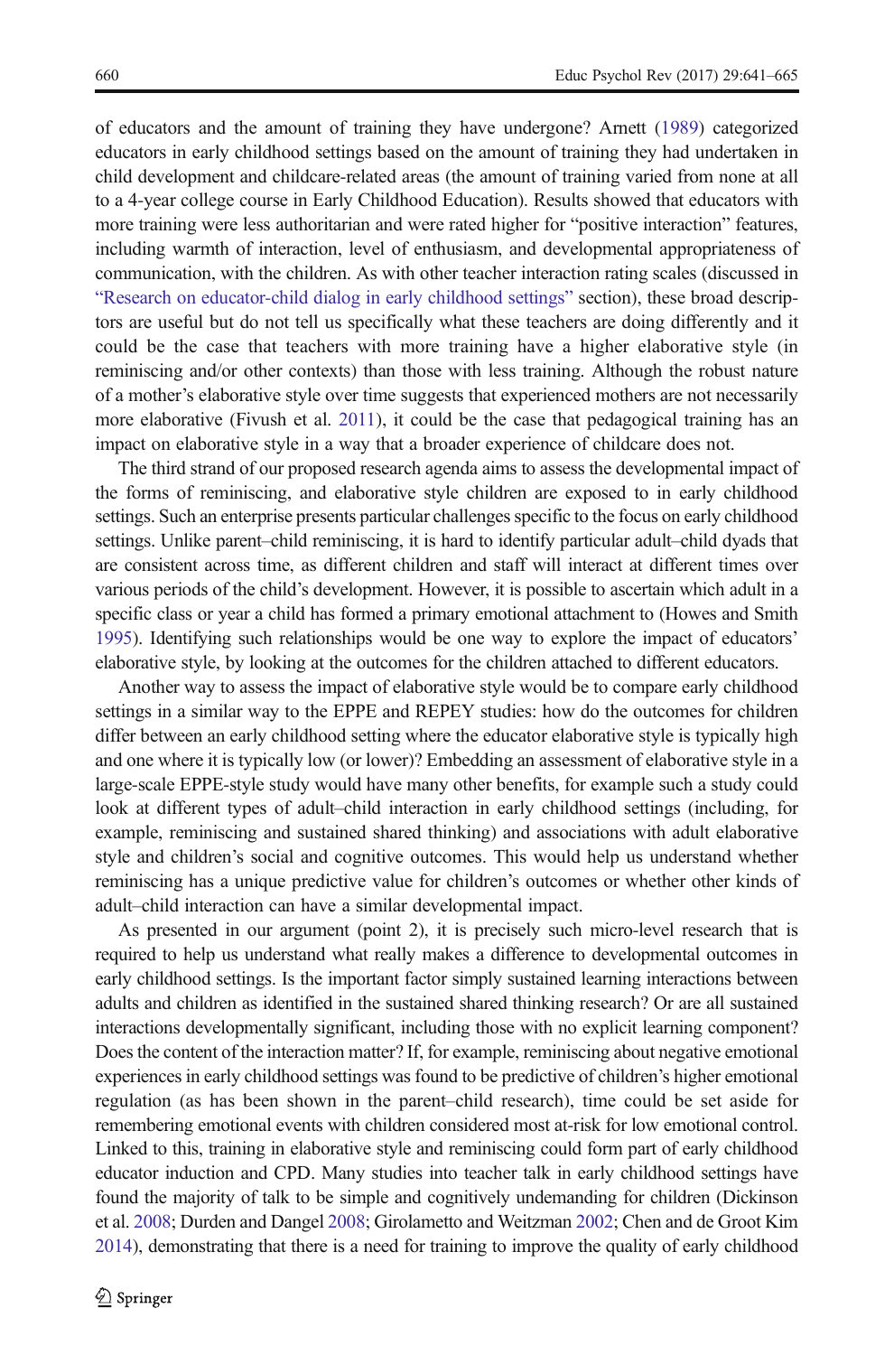of educators and the amount of training they have undergone? Arnett (1989) categorized educators in early childhood settings based on the amount of training they had undertaken in child development and childcare-related areas (the amount of training varied from none at all to a 4-year college course in Early Childhood Education). Results showed that educators with more training were less authoritarian and were rated higher for "positive interaction" features, including warmth of interaction, level of enthusiasm, and developmental appropriateness of communication, with the children. As with other teacher interaction rating scales (discussed in "Research on educator-child dialog in early childhood settings" section), these broad descriptors are useful but do not tell us specifically what these teachers are doing differently and it could be the case that teachers with more training have a higher elaborative style (in reminiscing and/or other contexts) than those with less training. Although the robust nature of a mother's elaborative style over time suggests that experienced mothers are not necessarily more elaborative (Fivush et al. 2011), it could be the case that pedagogical training has an impact on elaborative style in a way that a broader experience of childcare does not.

The third strand of our proposed research agenda aims to assess the developmental impact of the forms of reminiscing, and elaborative style children are exposed to in early childhood settings. Such an enterprise presents particular challenges specific to the focus on early childhood settings. Unlike parent–child reminiscing, it is hard to identify particular adult–child dyads that are consistent across time, as different children and staff will interact at different times over various periods of the child's development. However, it is possible to ascertain which adult in a specific class or year a child has formed a primary emotional attachment to (Howes and Smith 1995). Identifying such relationships would be one way to explore the impact of educators' elaborative style, by looking at the outcomes for the children attached to different educators.

Another way to assess the impact of elaborative style would be to compare early childhood settings in a similar way to the EPPE and REPEY studies: how do the outcomes for children differ between an early childhood setting where the educator elaborative style is typically high and one where it is typically low (or lower)? Embedding an assessment of elaborative style in a large-scale EPPE-style study would have many other benefits, for example such a study could look at different types of adult–child interaction in early childhood settings (including, for example, reminiscing and sustained shared thinking) and associations with adult elaborative style and children's social and cognitive outcomes. This would help us understand whether reminiscing has a unique predictive value for children's outcomes or whether other kinds of adult–child interaction can have a similar developmental impact.

As presented in our argument (point 2), it is precisely such micro-level research that is required to help us understand what really makes a difference to developmental outcomes in early childhood settings. Is the important factor simply sustained learning interactions between adults and children as identified in the sustained shared thinking research? Or are all sustained interactions developmentally significant, including those with no explicit learning component? Does the content of the interaction matter? If, for example, reminiscing about negative emotional experiences in early childhood settings was found to be predictive of children's higher emotional regulation (as has been shown in the parent–child research), time could be set aside for remembering emotional events with children considered most at-risk for low emotional control. Linked to this, training in elaborative style and reminiscing could form part of early childhood educator induction and CPD. Many studies into teacher talk in early childhood settings have found the majority of talk to be simple and cognitively undemanding for children (Dickinson et al. 2008; Durden and Dangel 2008; Girolametto and Weitzman 2002; Chen and de Groot Kim 2014), demonstrating that there is a need for training to improve the quality of early childhood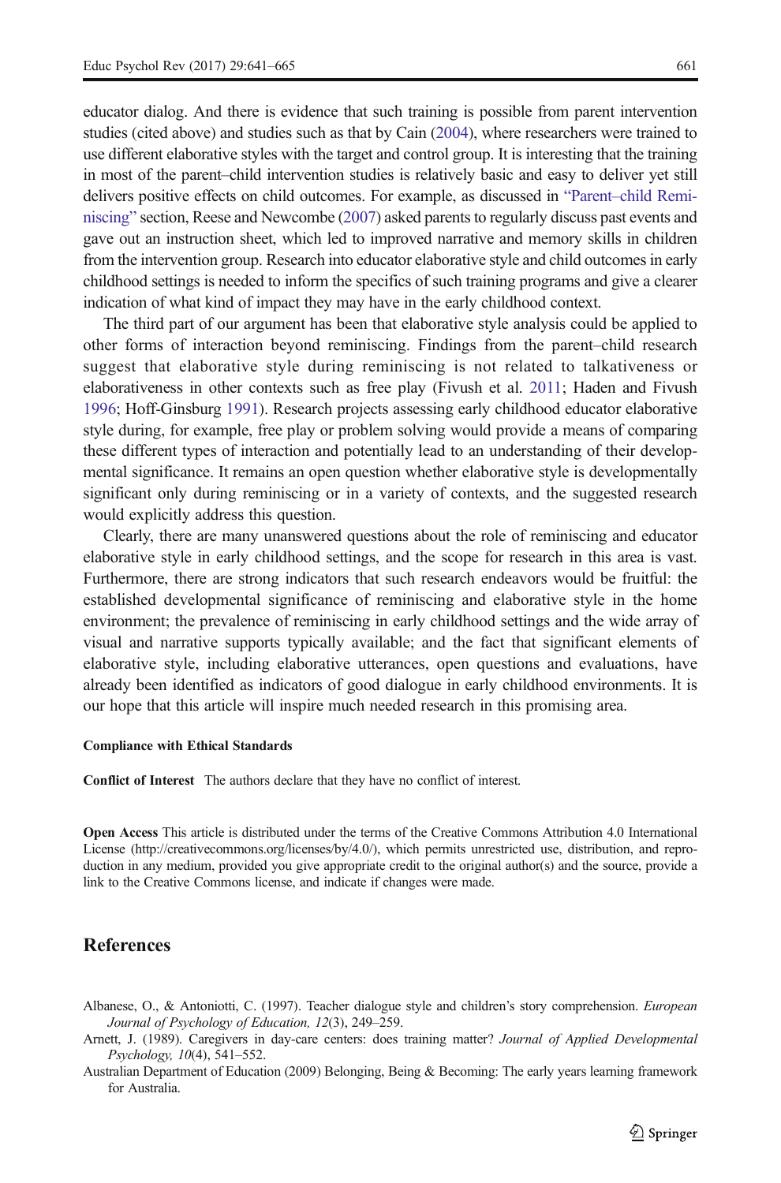educator dialog. And there is evidence that such training is possible from parent intervention studies (cited above) and studies such as that by Cain (2004), where researchers were trained to use different elaborative styles with the target and control group. It is interesting that the training in most of the parent–child intervention studies is relatively basic and easy to deliver yet still delivers positive effects on child outcomes. For example, as discussed in "Parent–child Reminiscing" section, Reese and Newcombe (2007) asked parents to regularly discuss past events and gave out an instruction sheet, which led to improved narrative and memory skills in children from the intervention group. Research into educator elaborative style and child outcomes in early childhood settings is needed to inform the specifics of such training programs and give a clearer indication of what kind of impact they may have in the early childhood context.

The third part of our argument has been that elaborative style analysis could be applied to other forms of interaction beyond reminiscing. Findings from the parent–child research suggest that elaborative style during reminiscing is not related to talkativeness or elaborativeness in other contexts such as free play (Fivush et al. 2011; Haden and Fivush 1996; Hoff-Ginsburg 1991). Research projects assessing early childhood educator elaborative style during, for example, free play or problem solving would provide a means of comparing these different types of interaction and potentially lead to an understanding of their developmental significance. It remains an open question whether elaborative style is developmentally significant only during reminiscing or in a variety of contexts, and the suggested research would explicitly address this question.

Clearly, there are many unanswered questions about the role of reminiscing and educator elaborative style in early childhood settings, and the scope for research in this area is vast. Furthermore, there are strong indicators that such research endeavors would be fruitful: the established developmental significance of reminiscing and elaborative style in the home environment; the prevalence of reminiscing in early childhood settings and the wide array of visual and narrative supports typically available; and the fact that significant elements of elaborative style, including elaborative utterances, open questions and evaluations, have already been identified as indicators of good dialogue in early childhood environments. It is our hope that this article will inspire much needed research in this promising area.

**Compliance with Ethical Standards**

**Conflict of Interest** The authors declare that they have no conflict of interest.

**Open Access** This article is distributed under the terms of the Creative Commons Attribution 4.0 International License (http://creativecommons.org/licenses/by/4.0/), which permits unrestricted use, distribution, and reproduction in any medium, provided you give appropriate credit to the original author(s) and the source, provide a link to the Creative Commons license, and indicate if changes were made.

## References

Albanese, O., & Antoniotti, C. (1997). Teacher dialogue style and children's story comprehension. *European Journal of Psychology of Education, 12*(3), 249–259.

Arnett, J. (1989). Caregivers in day-care centers: does training matter? *Journal of Applied Developmental Psychology, 10*(4), 541–552.

Australian Department of Education (2009) Belonging, Being & Becoming: The early years learning framework for Australia.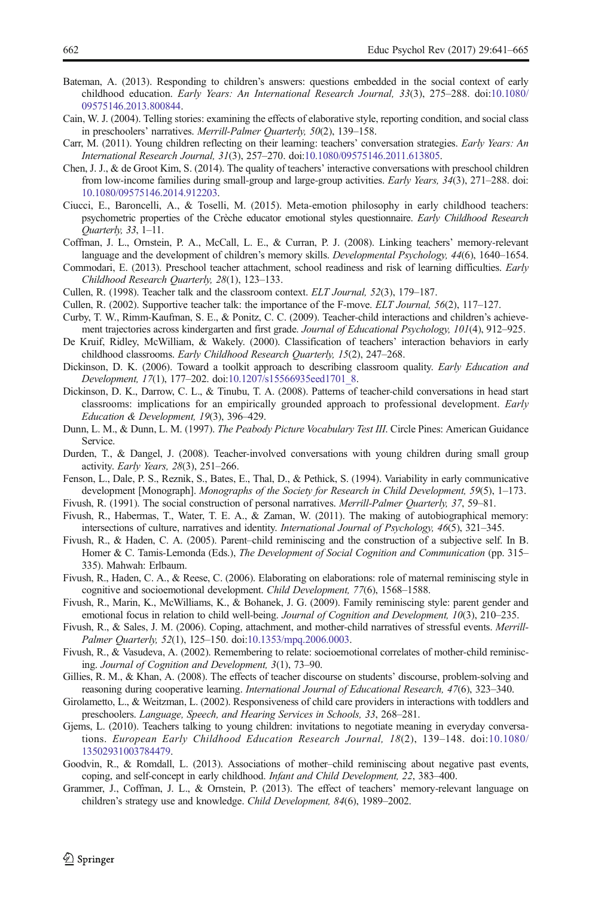Bateman, A. (2013). Responding to children's answers: questions embedded in the social context of early childhood education. *Early Years: An International Research Journal, 33*(3), 275–288. doi:10.1080/09575146.2013.800844.

Cain, W. J. (2004). Telling stories: examining the effects of elaborative style, reporting condition, and social class in preschoolers' narratives. *Merrill-Palmer Quarterly, 50*(2), 139–158.

Carr, M. (2011). Young children reflecting on their learning: teachers' conversation strategies. *Early Years: An International Research Journal, 31*(3), 257–270. doi:10.1080/09575146.2011.613805.

Chen, J. J., & de Groot Kim, S. (2014). The quality of teachers' interactive conversations with preschool children from low-income families during small-group and large-group activities. *Early Years, 34*(3), 271–288. doi:10.1080/09575146.2014.912203.

Ciucci, E., Baroncelli, A., & Toselli, M. (2015). Meta-emotion philosophy in early childhood teachers: psychometric properties of the Crèche educator emotional styles questionnaire. *Early Childhood Research Quarterly, 33*, 1–11.

Coffman, J. L., Ornstein, P. A., McCall, L. E., & Curran, P. J. (2008). Linking teachers' memory-relevant language and the development of children's memory skills. *Developmental Psychology, 44*(6), 1640–1654.

Commodari, E. (2013). Preschool teacher attachment, school readiness and risk of learning difficulties. *Early Childhood Research Quarterly, 28*(1), 123–133.

Cullen, R. (1998). Teacher talk and the classroom context. *ELT Journal, 52*(3), 179–187.

Cullen, R. (2002). Supportive teacher talk: the importance of the F-move. *ELT Journal, 56*(2), 117–127.

Curby, T. W., Rimm-Kaufman, S. E., & Ponitz, C. C. (2009). Teacher-child interactions and children's achievement trajectories across kindergarten and first grade. *Journal of Educational Psychology, 101*(4), 912–925.

De Kruif, Ridley, McWilliam, & Wakely. (2000). Classification of teachers' interaction behaviors in early childhood classrooms. *Early Childhood Research Quarterly, 15*(2), 247–268.

Dickinson, D. K. (2006). Toward a toolkit approach to describing classroom quality. *Early Education and Development, 17*(1), 177–202. doi:10.1207/s15566935eed1701_8.

Dickinson, D. K., Darrow, C. L., & Tinubu, T. A. (2008). Patterns of teacher-child conversations in head start classrooms: implications for an empirically grounded approach to professional development. *Early Education & Development, 19*(3), 396–429.

Dunn, L. M., & Dunn, L. M. (1997). *The Peabody Picture Vocabulary Test III*. Circle Pines: American Guidance Service.

Durden, T., & Dangel, J. (2008). Teacher-involved conversations with young children during small group activity. *Early Years, 28*(3), 251–266.

Fenson, L., Dale, P. S., Reznik, S., Bates, E., Thal, D., & Pethick, S. (1994). Variability in early communicative development [Monograph]. *Monographs of the Society for Research in Child Development, 59*(5), 1–173.

Fivush, R. (1991). The social construction of personal narratives. *Merrill-Palmer Quarterly, 37*, 59–81.

Fivush, R., Habermas, T., Water, T. E. A., & Zaman, W. (2011). The making of autobiographical memory: intersections of culture, narratives and identity. *International Journal of Psychology, 46*(5), 321–345.

Fivush, R., & Haden, C. A. (2005). Parent–child reminiscing and the construction of a subjective self. In B. Homer & C. Tamis-Lemonda (Eds.), *The Development of Social Cognition and Communication* (pp. 315–335). Mahwah: Erlbaum.

Fivush, R., Haden, C. A., & Reese, C. (2006). Elaborating on elaborations: role of maternal reminiscing style in cognitive and socioemotional development. *Child Development, 77*(6), 1568–1588.

Fivush, R., Marin, K., McWilliams, K., & Bohanek, J. G. (2009). Family reminiscing style: parent gender and emotional focus in relation to child well-being. *Journal of Cognition and Development, 10*(3), 210–235.

Fivush, R., & Sales, J. M. (2006). Coping, attachment, and mother-child narratives of stressful events. *Merrill-Palmer Quarterly, 52*(1), 125–150. doi:10.1353/mpq.2006.0003.

Fivush, R., & Vasudeva, A. (2002). Remembering to relate: socioemotional correlates of mother-child reminiscing. *Journal of Cognition and Development, 3*(1), 73–90.

Gillies, R. M., & Khan, A. (2008). The effects of teacher discourse on students' discourse, problem-solving and reasoning during cooperative learning. *International Journal of Educational Research, 47*(6), 323–340.

Girolametto, L., & Weitzman, L. (2002). Responsiveness of child care providers in interactions with toddlers and preschoolers. *Language, Speech, and Hearing Services in Schools, 33*, 268–281.

Gjems, L. (2010). Teachers talking to young children: invitations to negotiate meaning in everyday conversations. *European Early Childhood Education Research Journal, 18*(2), 139–148. doi:10.1080/13502931003784479.

Goodvin, R., & Romdall, L. (2013). Associations of mother–child reminiscing about negative past events, coping, and self-concept in early childhood. *Infant and Child Development, 22*, 383–400.

Grammer, J., Coffman, J. L., & Ornstein, P. (2013). The effect of teachers' memory-relevant language on children's strategy use and knowledge. *Child Development, 84*(6), 1989–2002.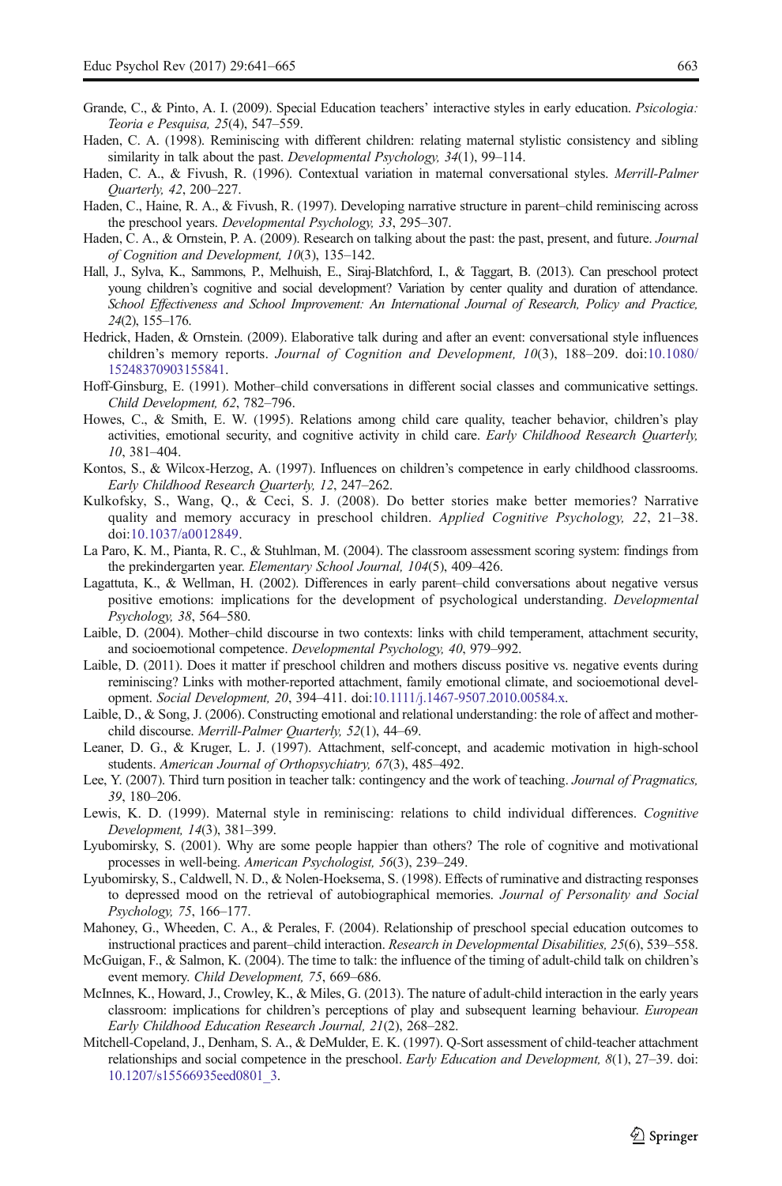Grande, C., & Pinto, A. I. (2009). Special Education teachers' interactive styles in early education. *Psicologia: Teoria e Pesquisa, 25*(4), 547–559.

Haden, C. A. (1998). Reminiscing with different children: relating maternal stylistic consistency and sibling similarity in talk about the past. *Developmental Psychology, 34*(1), 99–114.

Haden, C. A., & Fivush, R. (1996). Contextual variation in maternal conversational styles. *Merrill-Palmer Quarterly, 42*, 200–227.

Haden, C., Haine, R. A., & Fivush, R. (1997). Developing narrative structure in parent–child reminiscing across the preschool years. *Developmental Psychology, 33*, 295–307.

Haden, C. A., & Ornstein, P. A. (2009). Research on talking about the past: the past, present, and future. *Journal of Cognition and Development, 10*(3), 135–142.

Hall, J., Sylva, K., Sammons, P., Melhuish, E., Siraj-Blatchford, I., & Taggart, B. (2013). Can preschool protect young children's cognitive and social development? Variation by center quality and duration of attendance. *School Effectiveness and School Improvement: An International Journal of Research, Policy and Practice, 24*(2), 155–176.

Hedrick, Haden, & Ornstein. (2009). Elaborative talk during and after an event: conversational style influences children's memory reports. *Journal of Cognition and Development, 10*(3), 188–209. doi:10.1080/15248370903155841.

Hoff-Ginsburg, E. (1991). Mother–child conversations in different social classes and communicative settings. *Child Development, 62*, 782–796.

Howes, C., & Smith, E. W. (1995). Relations among child care quality, teacher behavior, children's play activities, emotional security, and cognitive activity in child care. *Early Childhood Research Quarterly, 10*, 381–404.

Kontos, S., & Wilcox-Herzog, A. (1997). Influences on children's competence in early childhood classrooms. *Early Childhood Research Quarterly, 12*, 247–262.

Kulkofsky, S., Wang, Q., & Ceci, S. J. (2008). Do better stories make better memories? Narrative quality and memory accuracy in preschool children. *Applied Cognitive Psychology, 22*, 21–38. doi:10.1037/a0012849.

La Paro, K. M., Pianta, R. C., & Stuhlman, M. (2004). The classroom assessment scoring system: findings from the prekindergarten year. *Elementary School Journal, 104*(5), 409–426.

Lagattuta, K., & Wellman, H. (2002). Differences in early parent–child conversations about negative versus positive emotions: implications for the development of psychological understanding. *Developmental Psychology, 38*, 564–580.

Laible, D. (2004). Mother–child discourse in two contexts: links with child temperament, attachment security, and socioemotional competence. *Developmental Psychology, 40*, 979–992.

Laible, D. (2011). Does it matter if preschool children and mothers discuss positive vs. negative events during reminiscing? Links with mother-reported attachment, family emotional climate, and socioemotional development. *Social Development, 20*, 394–411. doi:10.1111/j.1467-9507.2010.00584.x.

Laible, D., & Song, J. (2006). Constructing emotional and relational understanding: the role of affect and mother-child discourse. *Merrill-Palmer Quarterly, 52*(1), 44–69.

Leaner, D. G., & Kruger, L. J. (1997). Attachment, self-concept, and academic motivation in high-school students. *American Journal of Orthopsychiatry, 67*(3), 485–492.

Lee, Y. (2007). Third turn position in teacher talk: contingency and the work of teaching. *Journal of Pragmatics, 39*, 180–206.

Lewis, K. D. (1999). Maternal style in reminiscing: relations to child individual differences. *Cognitive Development, 14*(3), 381–399.

Lyubomirsky, S. (2001). Why are some people happier than others? The role of cognitive and motivational processes in well-being. *American Psychologist, 56*(3), 239–249.

Lyubomirsky, S., Caldwell, N. D., & Nolen-Hoeksema, S. (1998). Effects of ruminative and distracting responses to depressed mood on the retrieval of autobiographical memories. *Journal of Personality and Social Psychology, 75*, 166–177.

Mahoney, G., Wheeden, C. A., & Perales, F. (2004). Relationship of preschool special education outcomes to instructional practices and parent–child interaction. *Research in Developmental Disabilities, 25*(6), 539–558.

McGuigan, F., & Salmon, K. (2004). The time to talk: the influence of the timing of adult-child talk on children's event memory. *Child Development, 75*, 669–686.

McInnes, K., Howard, J., Crowley, K., & Miles, G. (2013). The nature of adult-child interaction in the early years classroom: implications for children's perceptions of play and subsequent learning behaviour. *European Early Childhood Education Research Journal, 21*(2), 268–282.

Mitchell-Copeland, J., Denham, S. A., & DeMulder, E. K. (1997). Q-Sort assessment of child-teacher attachment relationships and social competence in the preschool. *Early Education and Development, 8*(1), 27–39. doi:10.1207/s15566935eed0801_3.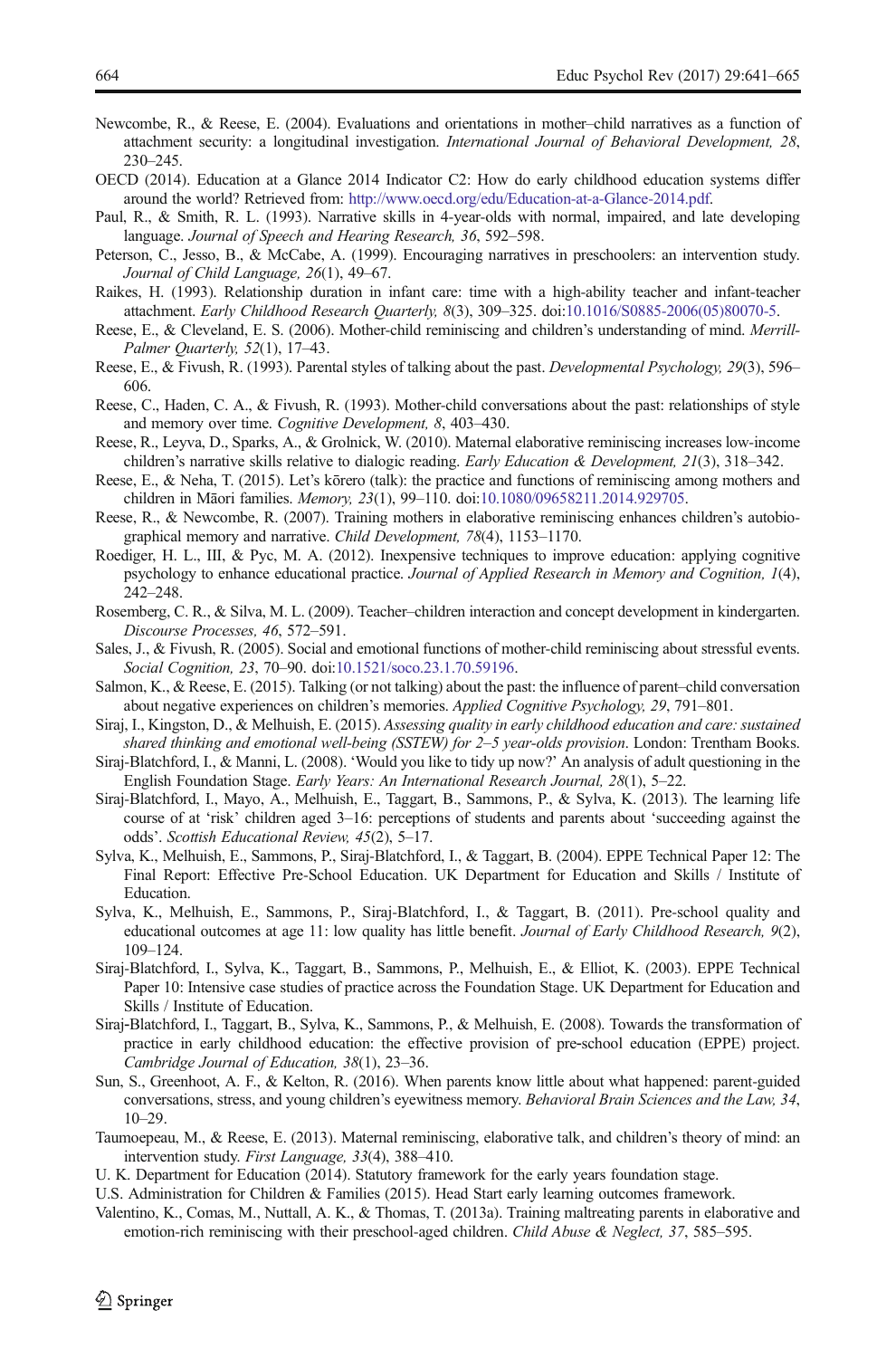Newcombe, R., & Reese, E. (2004). Evaluations and orientations in mother–child narratives as a function of attachment security: a longitudinal investigation. *International Journal of Behavioral Development, 28*, 230–245.

OECD (2014). Education at a Glance 2014 Indicator C2: How do early childhood education systems differ around the world? Retrieved from: http://www.oecd.org/edu/Education-at-a-Glance-2014.pdf.

Paul, R., & Smith, R. L. (1993). Narrative skills in 4-year-olds with normal, impaired, and late developing language. *Journal of Speech and Hearing Research, 36*, 592–598.

Peterson, C., Jesso, B., & McCabe, A. (1999). Encouraging narratives in preschoolers: an intervention study. *Journal of Child Language, 26*(1), 49–67.

Raikes, H. (1993). Relationship duration in infant care: time with a high-ability teacher and infant-teacher attachment. *Early Childhood Research Quarterly, 8*(3), 309–325. doi:10.1016/S0885-2006(05)80070-5.

Reese, E., & Cleveland, E. S. (2006). Mother-child reminiscing and children's understanding of mind. *Merrill-Palmer Quarterly, 52*(1), 17–43.

Reese, E., & Fivush, R. (1993). Parental styles of talking about the past. *Developmental Psychology, 29*(3), 596–606.

Reese, C., Haden, C. A., & Fivush, R. (1993). Mother-child conversations about the past: relationships of style and memory over time. *Cognitive Development, 8*, 403–430.

Reese, R., Leyva, D., Sparks, A., & Grolnick, W. (2010). Maternal elaborative reminiscing increases low-income children's narrative skills relative to dialogic reading. *Early Education & Development, 21*(3), 318–342.

Reese, E., & Neha, T. (2015). Let's kōrero (talk): the practice and functions of reminiscing among mothers and children in Māori families. *Memory, 23*(1), 99–110. doi:10.1080/09658211.2014.929705.

Reese, R., & Newcombe, R. (2007). Training mothers in elaborative reminiscing enhances children's autobiographical memory and narrative. *Child Development, 78*(4), 1153–1170.

Roediger, H. L., III, & Pyc, M. A. (2012). Inexpensive techniques to improve education: applying cognitive psychology to enhance educational practice. *Journal of Applied Research in Memory and Cognition, 1*(4), 242–248.

Rosemberg, C. R., & Silva, M. L. (2009). Teacher–children interaction and concept development in kindergarten. *Discourse Processes, 46*, 572–591.

Sales, J., & Fivush, R. (2005). Social and emotional functions of mother-child reminiscing about stressful events. *Social Cognition, 23*, 70–90. doi:10.1521/soco.23.1.70.59196.

Salmon, K., & Reese, E. (2015). Talking (or not talking) about the past: the influence of parent–child conversation about negative experiences on children's memories. *Applied Cognitive Psychology, 29*, 791–801.

Siraj, I., Kingston, D., & Melhuish, E. (2015). *Assessing quality in early childhood education and care: sustained shared thinking and emotional well-being (SSTEW) for 2–5 year-olds provision*. London: Trentham Books.

Siraj-Blatchford, I., & Manni, L. (2008). 'Would you like to tidy up now?' An analysis of adult questioning in the English Foundation Stage. *Early Years: An International Research Journal, 28*(1), 5–22.

Siraj-Blatchford, I., Mayo, A., Melhuish, E., Taggart, B., Sammons, P., & Sylva, K. (2013). The learning life course of at 'risk' children aged 3–16: perceptions of students and parents about 'succeeding against the odds'. *Scottish Educational Review, 45*(2), 5–17.

Sylva, K., Melhuish, E., Sammons, P., Siraj-Blatchford, I., & Taggart, B. (2004). EPPE Technical Paper 12: The Final Report: Effective Pre-School Education. UK Department for Education and Skills / Institute of Education.

Sylva, K., Melhuish, E., Sammons, P., Siraj-Blatchford, I., & Taggart, B. (2011). Pre-school quality and educational outcomes at age 11: low quality has little benefit. *Journal of Early Childhood Research, 9*(2), 109–124.

Siraj-Blatchford, I., Sylva, K., Taggart, B., Sammons, P., Melhuish, E., & Elliot, K. (2003). EPPE Technical Paper 10: Intensive case studies of practice across the Foundation Stage. UK Department for Education and Skills / Institute of Education.

Siraj-Blatchford, I., Taggart, B., Sylva, K., Sammons, P., & Melhuish, E. (2008). Towards the transformation of practice in early childhood education: the effective provision of pre-school education (EPPE) project. *Cambridge Journal of Education, 38*(1), 23–36.

Sun, S., Greenhoot, A. F., & Kelton, R. (2016). When parents know little about what happened: parent-guided conversations, stress, and young children's eyewitness memory. *Behavioral Brain Sciences and the Law, 34*, 10–29.

Taumoepeau, M., & Reese, E. (2013). Maternal reminiscing, elaborative talk, and children's theory of mind: an intervention study. *First Language, 33*(4), 388–410.

U. K. Department for Education (2014). Statutory framework for the early years foundation stage.

U.S. Administration for Children & Families (2015). Head Start early learning outcomes framework.

Valentino, K., Comas, M., Nuttall, A. K., & Thomas, T. (2013a). Training maltreating parents in elaborative and emotion-rich reminiscing with their preschool-aged children. *Child Abuse & Neglect, 37*, 585–595.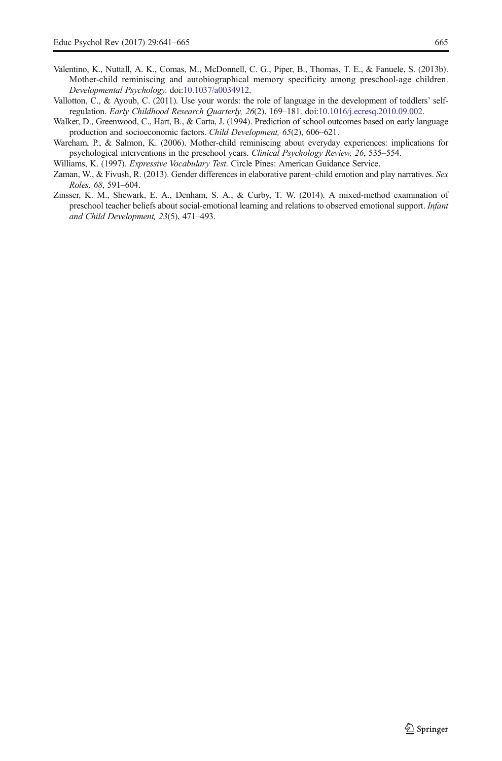Valentino, K., Nuttall, A. K., Comas, M., McDonnell, C. G., Piper, B., Thomas, T. E., & Fanuele, S. (2013b). Mother-child reminiscing and autobiographical memory specificity among preschool-age children. *Developmental Psychology.* doi:10.1037/a0034912.

Vallotton, C., & Ayoub, C. (2011). Use your words: the role of language in the development of toddlers' self-regulation. *Early Childhood Research Quarterly, 26*(2), 169–181. doi:10.1016/j.ecresq.2010.09.002.

Walker, D., Greenwood, C., Hart, B., & Carta, J. (1994). Prediction of school outcomes based on early language production and socioeconomic factors. *Child Development, 65*(2), 606–621.

Wareham, P., & Salmon, K. (2006). Mother-child reminiscing about everyday experiences: implications for psychological interventions in the preschool years. *Clinical Psychology Review, 26*, 535–554.

Williams, K. (1997). *Expressive Vocabulary Test*. Circle Pines: American Guidance Service.

Zaman, W., & Fivush, R. (2013). Gender differences in elaborative parent–child emotion and play narratives. *Sex Roles, 68*, 591–604.

Zinsser, K. M., Shewark, E. A., Denham, S. A., & Curby, T. W. (2014). A mixed-method examination of preschool teacher beliefs about social-emotional learning and relations to observed emotional support. *Infant and Child Development, 23*(5), 471–493.